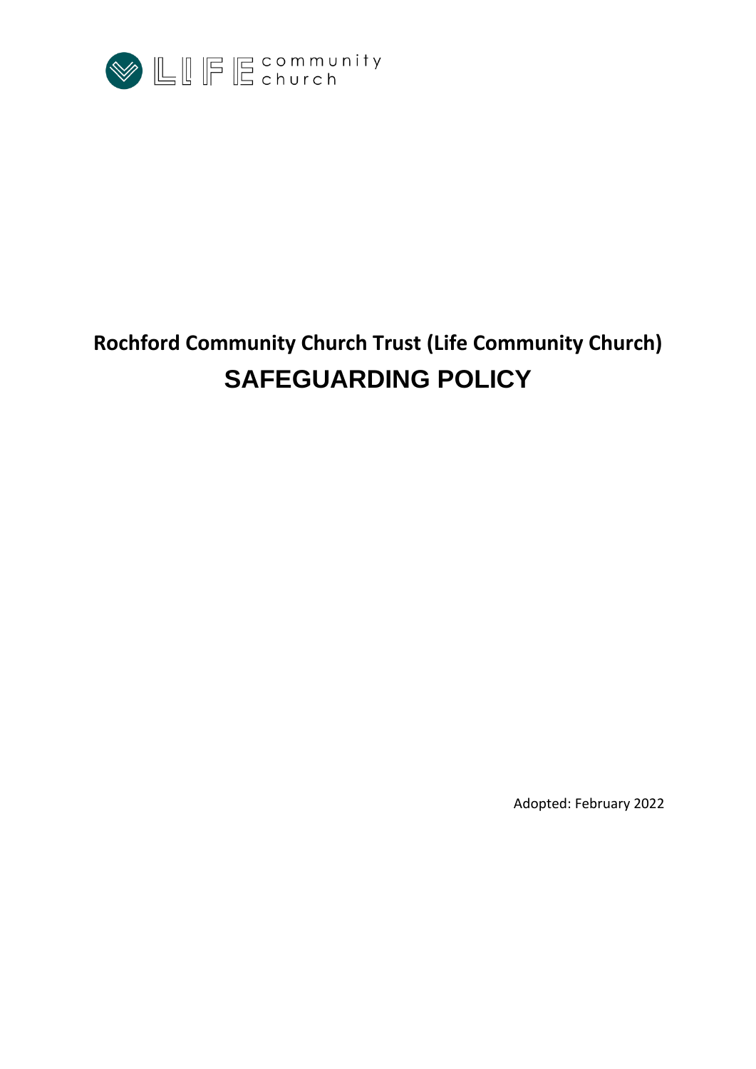LIFE community church

# Rochford Community Church Trust (Life Community Church)

# SAFEGUARDING POLICY

Adopted: February 2022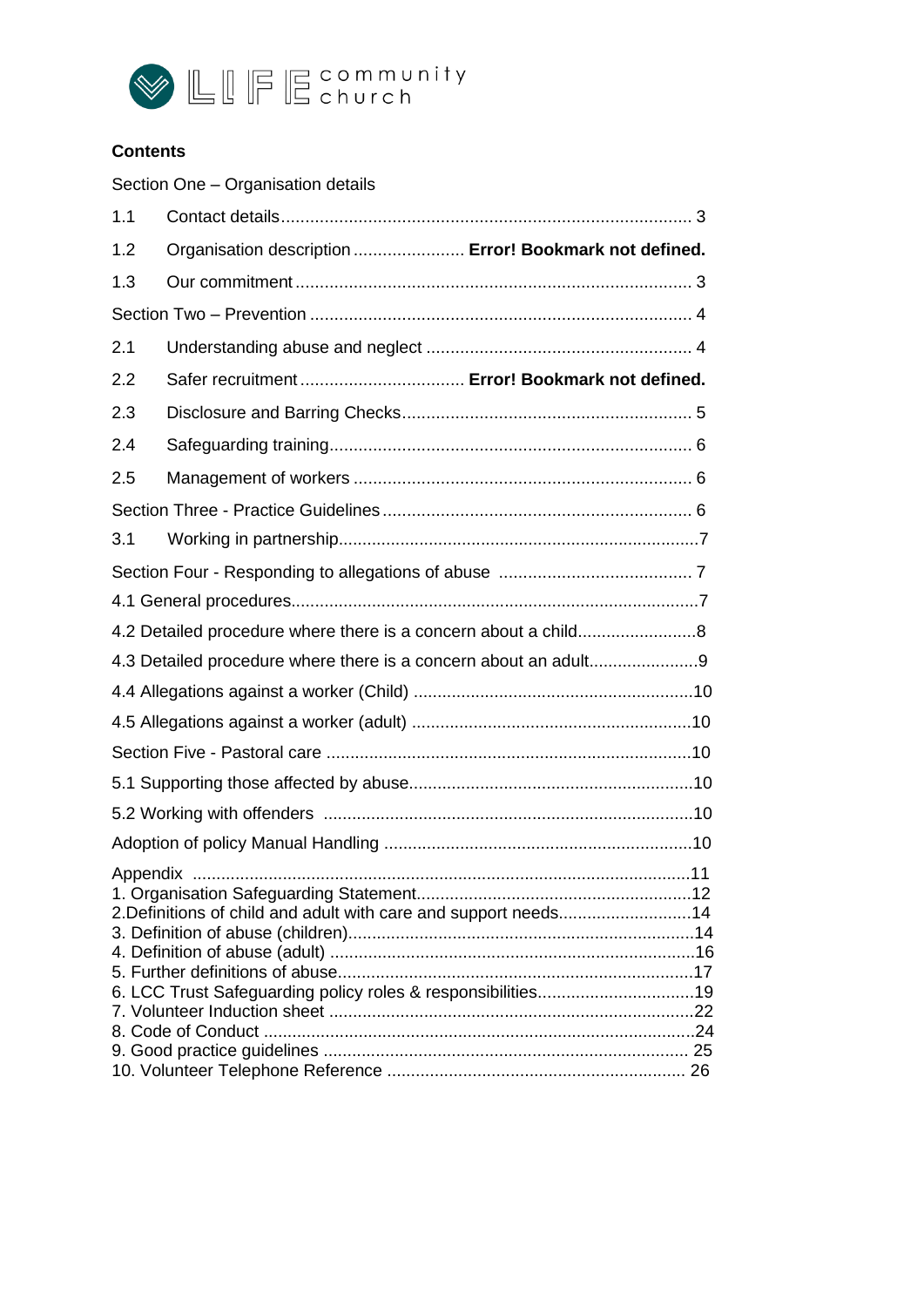LIFE community church

**Contents**

Section One – Organisation details

1.1 Contact details.................................................................................... 3

1.2 Organisation description ...................... **Error! Bookmark not defined.**

1.3 Our commitment ................................................................................. 3

Section Two – Prevention ............................................................................. 4

2.1 Understanding abuse and neglect ...................................................... 4

2.2 Safer recruitment ................................ **Error! Bookmark not defined.**

2.3 Disclosure and Barring Checks........................................................... 5

2.4 Safeguarding training.......................................................................... 6

2.5 Management of workers ..................................................................... 6

Section Three - Practice Guidelines ............................................................... 6

3.1 Working in partnership..........................................................................7

Section Four - Responding to allegations of abuse ........................................ 7

4.1 General procedures.................................................................................7

4.2 Detailed procedure where there is a concern about a child.........................8

4.3 Detailed procedure where there is a concern about an adult.......................9

4.4 Allegations against a worker (Child) ..........................................................10

4.5 Allegations against a worker (adult) ..........................................................10

Section Five - Pastoral care ............................................................................10

5.1 Supporting those affected by abuse...........................................................10

5.2 Working with offenders .............................................................................10

Adoption of policy Manual Handling ................................................................10

Appendix .......................................................................................................11
1. Organisation Safeguarding Statement.........................................................12
2. Definitions of child and adult with care and support needs............................14
3. Definition of abuse (children).......................................................................14
4. Definition of abuse (adult) ...........................................................................16
5. Further definitions of abuse.........................................................................17
6. LCC Trust Safeguarding policy roles & responsibilities.................................19
7. Volunteer Induction sheet ...........................................................................22
8. Code of Conduct ........................................................................................24
9. Good practice guidelines ........................................................................... 25
10. Volunteer Telephone Reference .............................................................. 26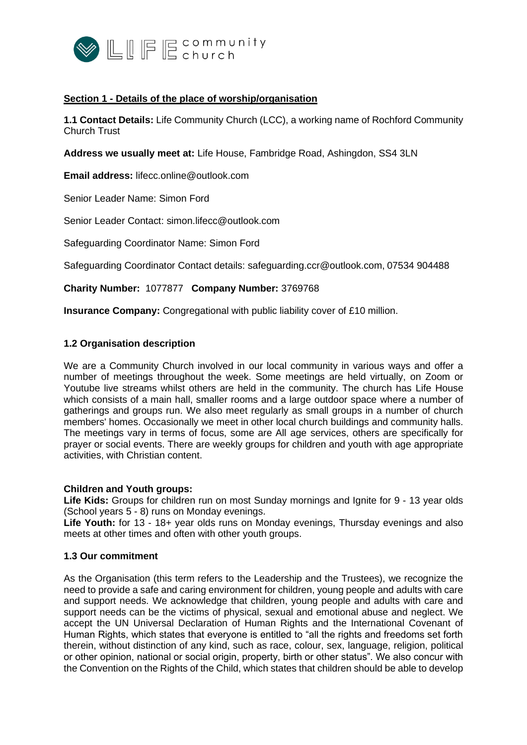## Section 1 - Details of the place of worship/organisation

**1.1 Contact Details:** Life Community Church (LCC), a working name of Rochford Community Church Trust

**Address we usually meet at:** Life House, Fambridge Road, Ashingdon, SS4 3LN

**Email address:** lifecc.online@outlook.com

Senior Leader Name: Simon Ford

Senior Leader Contact: simon.lifecc@outlook.com

Safeguarding Coordinator Name: Simon Ford

Safeguarding Coordinator Contact details: safeguarding.ccr@outlook.com, 07534 904488

**Charity Number:** 1077877 **Company Number:** 3769768

**Insurance Company:** Congregational with public liability cover of £10 million.

### 1.2 Organisation description

We are a Community Church involved in our local community in various ways and offer a number of meetings throughout the week. Some meetings are held virtually, on Zoom or Youtube live streams whilst others are held in the community. The church has Life House which consists of a main hall, smaller rooms and a large outdoor space where a number of gatherings and groups run. We also meet regularly as small groups in a number of church members' homes. Occasionally we meet in other local church buildings and community halls. The meetings vary in terms of focus, some are All age services, others are specifically for prayer or social events. There are weekly groups for children and youth with age appropriate activities, with Christian content.

**Children and Youth groups:**

**Life Kids:** Groups for children run on most Sunday mornings and Ignite for 9 - 13 year olds (School years 5 - 8) runs on Monday evenings.

**Life Youth:** for 13 - 18+ year olds runs on Monday evenings, Thursday evenings and also meets at other times and often with other youth groups.

### 1.3 Our commitment

As the Organisation (this term refers to the Leadership and the Trustees), we recognize the need to provide a safe and caring environment for children, young people and adults with care and support needs. We acknowledge that children, young people and adults with care and support needs can be the victims of physical, sexual and emotional abuse and neglect. We accept the UN Universal Declaration of Human Rights and the International Covenant of Human Rights, which states that everyone is entitled to "all the rights and freedoms set forth therein, without distinction of any kind, such as race, colour, sex, language, religion, political or other opinion, national or social origin, property, birth or other status". We also concur with the Convention on the Rights of the Child, which states that children should be able to develop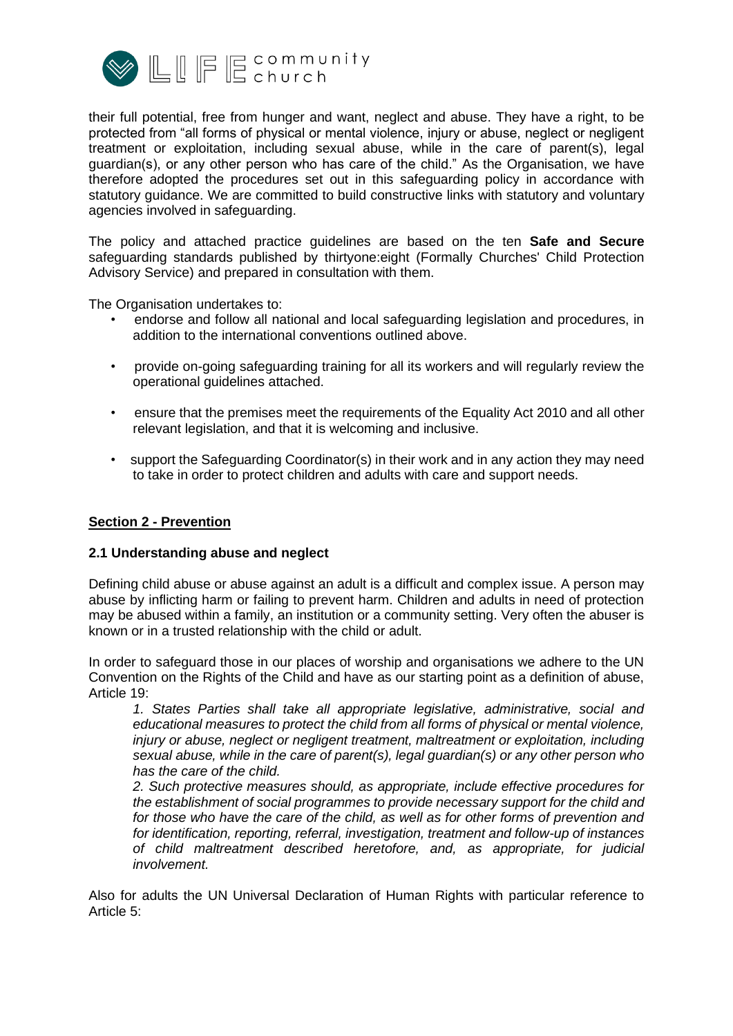their full potential, free from hunger and want, neglect and abuse. They have a right, to be protected from "all forms of physical or mental violence, injury or abuse, neglect or negligent treatment or exploitation, including sexual abuse, while in the care of parent(s), legal guardian(s), or any other person who has care of the child." As the Organisation, we have therefore adopted the procedures set out in this safeguarding policy in accordance with statutory guidance. We are committed to build constructive links with statutory and voluntary agencies involved in safeguarding.

The policy and attached practice guidelines are based on the ten **Safe and Secure** safeguarding standards published by thirtyone:eight (Formally Churches' Child Protection Advisory Service) and prepared in consultation with them.

The Organisation undertakes to:

- endorse and follow all national and local safeguarding legislation and procedures, in addition to the international conventions outlined above.
- provide on-going safeguarding training for all its workers and will regularly review the operational guidelines attached.
- ensure that the premises meet the requirements of the Equality Act 2010 and all other relevant legislation, and that it is welcoming and inclusive.
- support the Safeguarding Coordinator(s) in their work and in any action they may need to take in order to protect children and adults with care and support needs.

## Section 2 - Prevention

### 2.1 Understanding abuse and neglect

Defining child abuse or abuse against an adult is a difficult and complex issue. A person may abuse by inflicting harm or failing to prevent harm. Children and adults in need of protection may be abused within a family, an institution or a community setting. Very often the abuser is known or in a trusted relationship with the child or adult.

In order to safeguard those in our places of worship and organisations we adhere to the UN Convention on the Rights of the Child and have as our starting point as a definition of abuse, Article 19:

> *1. States Parties shall take all appropriate legislative, administrative, social and educational measures to protect the child from all forms of physical or mental violence, injury or abuse, neglect or negligent treatment, maltreatment or exploitation, including sexual abuse, while in the care of parent(s), legal guardian(s) or any other person who has the care of the child.*
>
> *2. Such protective measures should, as appropriate, include effective procedures for the establishment of social programmes to provide necessary support for the child and for those who have the care of the child, as well as for other forms of prevention and for identification, reporting, referral, investigation, treatment and follow-up of instances of child maltreatment described heretofore, and, as appropriate, for judicial involvement.*

Also for adults the UN Universal Declaration of Human Rights with particular reference to Article 5: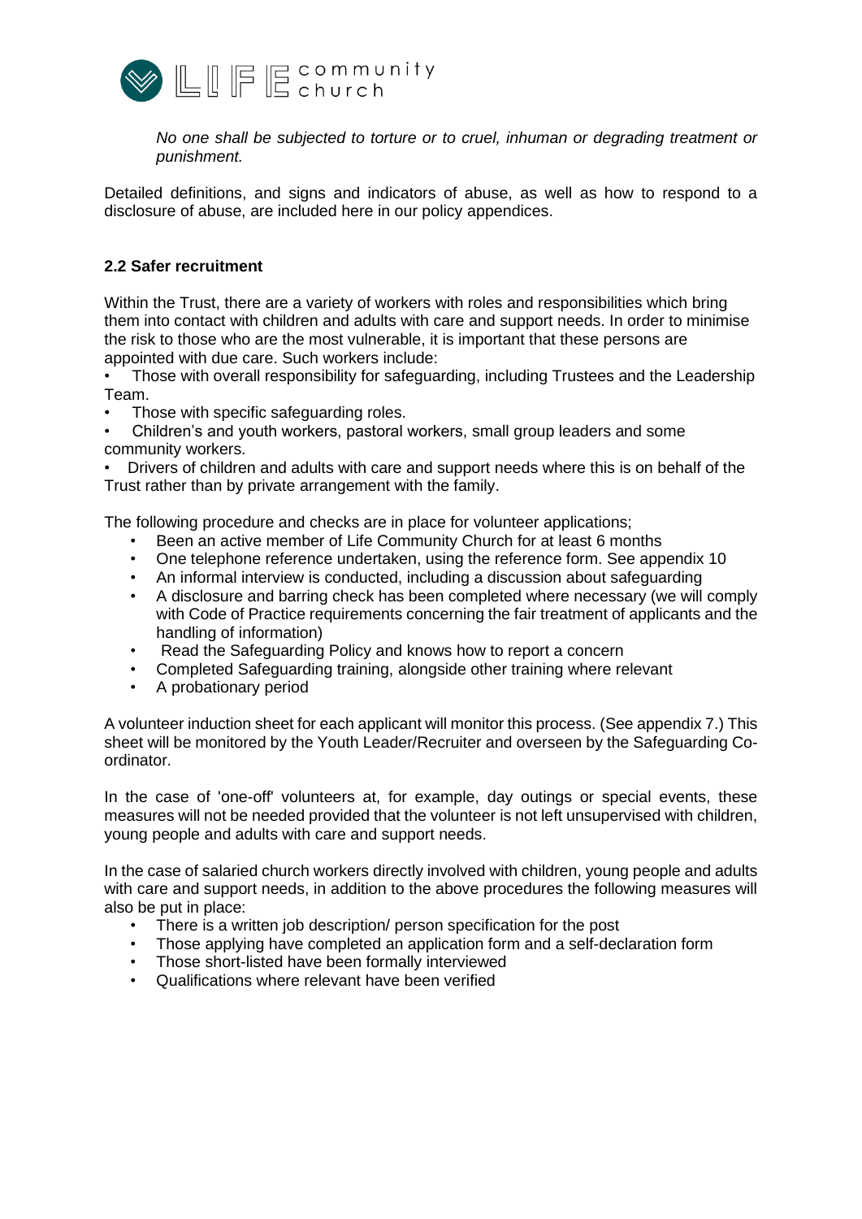*No one shall be subjected to torture or to cruel, inhuman or degrading treatment or punishment.*

Detailed definitions, and signs and indicators of abuse, as well as how to respond to a disclosure of abuse, are included here in our policy appendices.

### 2.2 Safer recruitment

Within the Trust, there are a variety of workers with roles and responsibilities which bring them into contact with children and adults with care and support needs. In order to minimise the risk to those who are the most vulnerable, it is important that these persons are appointed with due care. Such workers include:

- Those with overall responsibility for safeguarding, including Trustees and the Leadership Team.
- Those with specific safeguarding roles.
- Children's and youth workers, pastoral workers, small group leaders and some community workers.
- Drivers of children and adults with care and support needs where this is on behalf of the Trust rather than by private arrangement with the family.

The following procedure and checks are in place for volunteer applications;

- Been an active member of Life Community Church for at least 6 months
- One telephone reference undertaken, using the reference form. See appendix 10
- An informal interview is conducted, including a discussion about safeguarding
- A disclosure and barring check has been completed where necessary (we will comply with Code of Practice requirements concerning the fair treatment of applicants and the handling of information)
- Read the Safeguarding Policy and knows how to report a concern
- Completed Safeguarding training, alongside other training where relevant
- A probationary period

A volunteer induction sheet for each applicant will monitor this process. (See appendix 7.) This sheet will be monitored by the Youth Leader/Recruiter and overseen by the Safeguarding Co-ordinator.

In the case of 'one-off' volunteers at, for example, day outings or special events, these measures will not be needed provided that the volunteer is not left unsupervised with children, young people and adults with care and support needs.

In the case of salaried church workers directly involved with children, young people and adults with care and support needs, in addition to the above procedures the following measures will also be put in place:

- There is a written job description/ person specification for the post
- Those applying have completed an application form and a self-declaration form
- Those short-listed have been formally interviewed
- Qualifications where relevant have been verified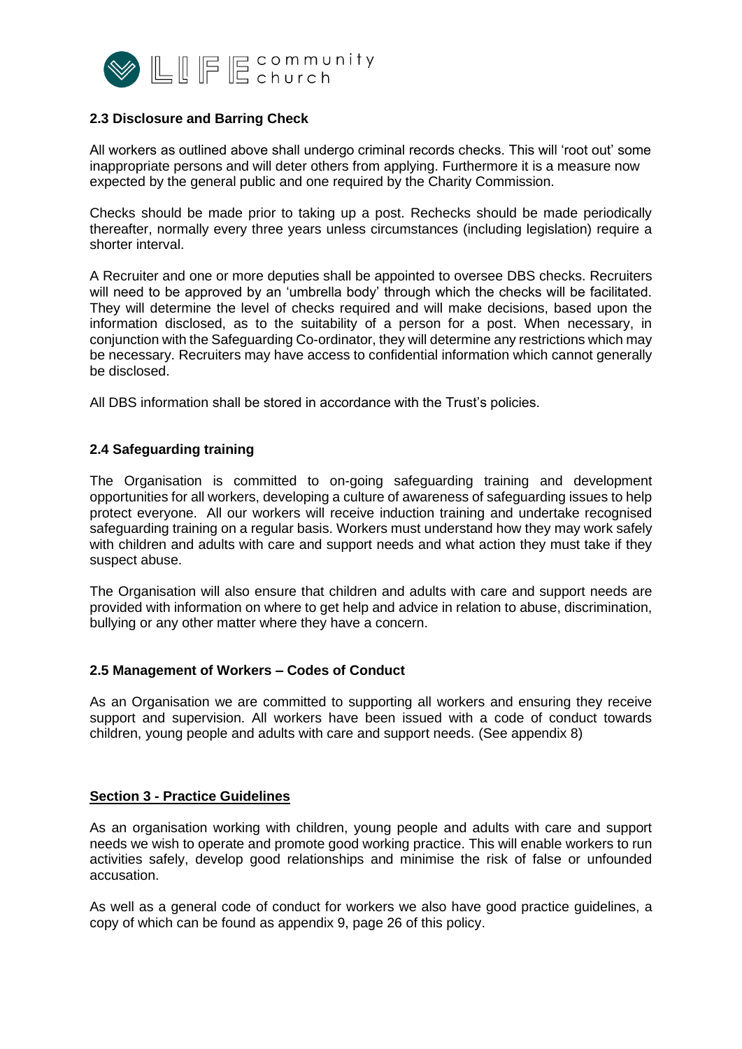### 2.3 Disclosure and Barring Check

All workers as outlined above shall undergo criminal records checks. This will 'root out' some inappropriate persons and will deter others from applying. Furthermore it is a measure now expected by the general public and one required by the Charity Commission.

Checks should be made prior to taking up a post. Rechecks should be made periodically thereafter, normally every three years unless circumstances (including legislation) require a shorter interval.

A Recruiter and one or more deputies shall be appointed to oversee DBS checks. Recruiters will need to be approved by an 'umbrella body' through which the checks will be facilitated. They will determine the level of checks required and will make decisions, based upon the information disclosed, as to the suitability of a person for a post. When necessary, in conjunction with the Safeguarding Co-ordinator, they will determine any restrictions which may be necessary. Recruiters may have access to confidential information which cannot generally be disclosed.

All DBS information shall be stored in accordance with the Trust's policies.

### 2.4 Safeguarding training

The Organisation is committed to on-going safeguarding training and development opportunities for all workers, developing a culture of awareness of safeguarding issues to help protect everyone. All our workers will receive induction training and undertake recognised safeguarding training on a regular basis. Workers must understand how they may work safely with children and adults with care and support needs and what action they must take if they suspect abuse.

The Organisation will also ensure that children and adults with care and support needs are provided with information on where to get help and advice in relation to abuse, discrimination, bullying or any other matter where they have a concern.

### 2.5 Management of Workers – Codes of Conduct

As an Organisation we are committed to supporting all workers and ensuring they receive support and supervision. All workers have been issued with a code of conduct towards children, young people and adults with care and support needs. (See appendix 8)

## Section 3 - Practice Guidelines

As an organisation working with children, young people and adults with care and support needs we wish to operate and promote good working practice. This will enable workers to run activities safely, develop good relationships and minimise the risk of false or unfounded accusation.

As well as a general code of conduct for workers we also have good practice guidelines, a copy of which can be found as appendix 9, page 26 of this policy.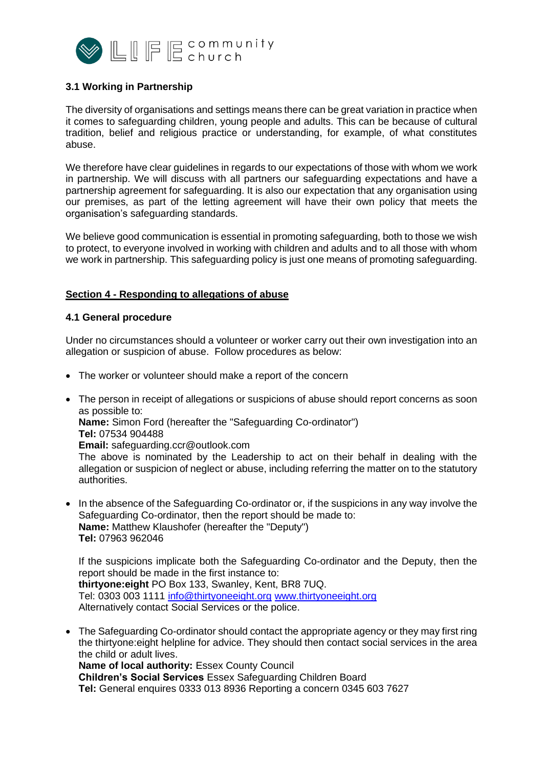### 3.1 Working in Partnership

The diversity of organisations and settings means there can be great variation in practice when it comes to safeguarding children, young people and adults. This can be because of cultural tradition, belief and religious practice or understanding, for example, of what constitutes abuse.

We therefore have clear guidelines in regards to our expectations of those with whom we work in partnership. We will discuss with all partners our safeguarding expectations and have a partnership agreement for safeguarding. It is also our expectation that any organisation using our premises, as part of the letting agreement will have their own policy that meets the organisation's safeguarding standards.

We believe good communication is essential in promoting safeguarding, both to those we wish to protect, to everyone involved in working with children and adults and to all those with whom we work in partnership. This safeguarding policy is just one means of promoting safeguarding.

## Section 4 - Responding to allegations of abuse

### 4.1 General procedure

Under no circumstances should a volunteer or worker carry out their own investigation into an allegation or suspicion of abuse. Follow procedures as below:

- The worker or volunteer should make a report of the concern
- The person in receipt of allegations or suspicions of abuse should report concerns as soon as possible to:
  **Name:** Simon Ford (hereafter the "Safeguarding Co-ordinator")
  **Tel:** 07534 904488
  **Email:** safeguarding.ccr@outlook.com
  The above is nominated by the Leadership to act on their behalf in dealing with the allegation or suspicion of neglect or abuse, including referring the matter on to the statutory authorities.
- In the absence of the Safeguarding Co-ordinator or, if the suspicions in any way involve the Safeguarding Co-ordinator, then the report should be made to:
  **Name:** Matthew Klaushofer (hereafter the "Deputy")
  **Tel:** 07963 962046

  If the suspicions implicate both the Safeguarding Co-ordinator and the Deputy, then the report should be made in the first instance to:
  **thirtyone:eight** PO Box 133, Swanley, Kent, BR8 7UQ.
  Tel: 0303 003 1111 info@thirtyoneeight.org www.thirtyoneeight.org
  Alternatively contact Social Services or the police.
- The Safeguarding Co-ordinator should contact the appropriate agency or they may first ring the thirtyone:eight helpline for advice. They should then contact social services in the area the child or adult lives.
  **Name of local authority:** Essex County Council
  **Children's Social Services** Essex Safeguarding Children Board
  **Tel:** General enquires 0333 013 8936 Reporting a concern 0345 603 7627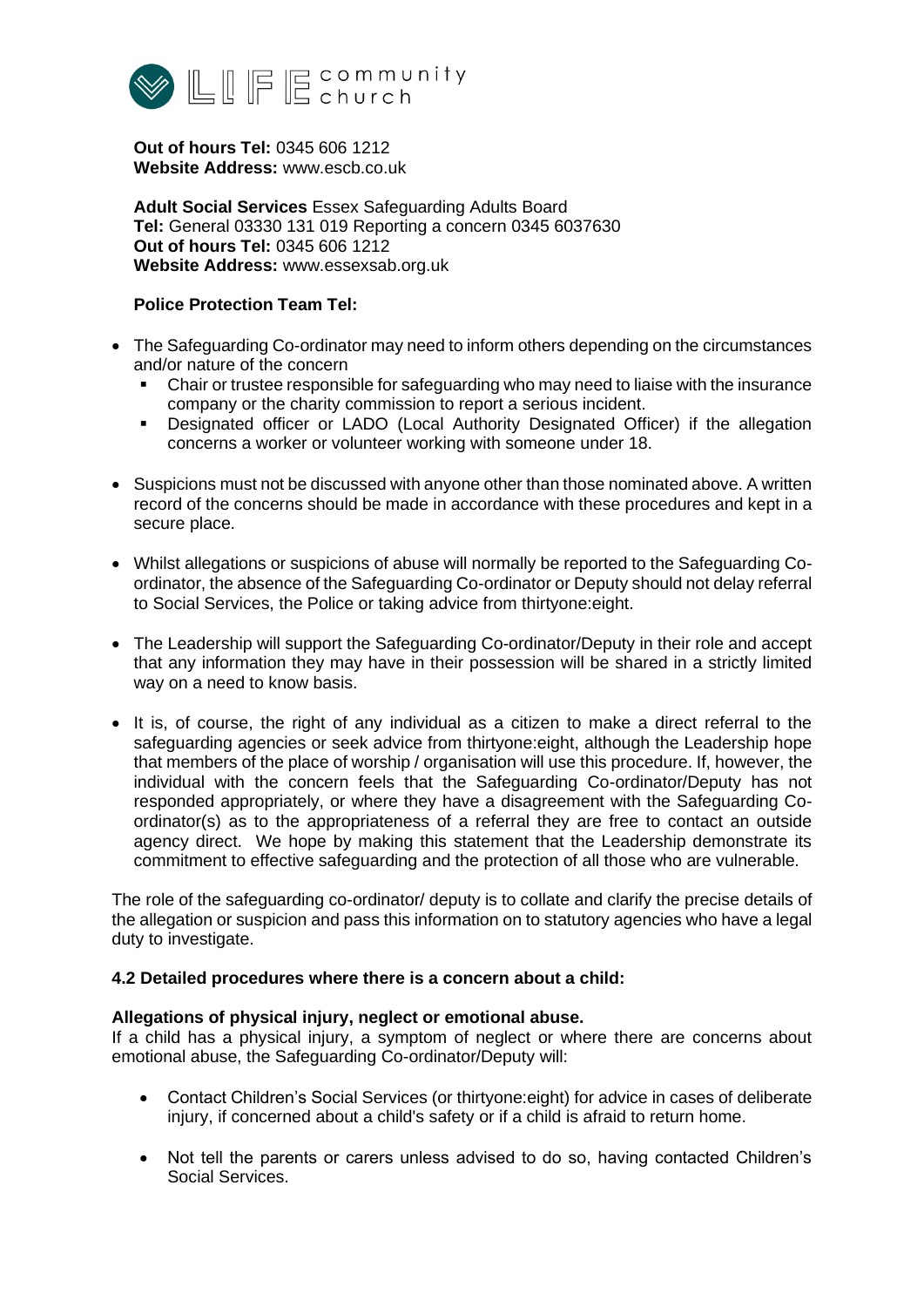**Out of hours Tel:** 0345 606 1212
**Website Address:** www.escb.co.uk

**Adult Social Services** Essex Safeguarding Adults Board
**Tel:** General 03330 131 019 Reporting a concern 0345 6037630
**Out of hours Tel:** 0345 606 1212
**Website Address:** www.essexsab.org.uk

**Police Protection Team Tel:**

- The Safeguarding Co-ordinator may need to inform others depending on the circumstances and/or nature of the concern
  - Chair or trustee responsible for safeguarding who may need to liaise with the insurance company or the charity commission to report a serious incident.
  - Designated officer or LADO (Local Authority Designated Officer) if the allegation concerns a worker or volunteer working with someone under 18.

- Suspicions must not be discussed with anyone other than those nominated above. A written record of the concerns should be made in accordance with these procedures and kept in a secure place.

- Whilst allegations or suspicions of abuse will normally be reported to the Safeguarding Co-ordinator, the absence of the Safeguarding Co-ordinator or Deputy should not delay referral to Social Services, the Police or taking advice from thirtyone:eight.

- The Leadership will support the Safeguarding Co-ordinator/Deputy in their role and accept that any information they may have in their possession will be shared in a strictly limited way on a need to know basis.

- It is, of course, the right of any individual as a citizen to make a direct referral to the safeguarding agencies or seek advice from thirtyone:eight, although the Leadership hope that members of the place of worship / organisation will use this procedure. If, however, the individual with the concern feels that the Safeguarding Co-ordinator/Deputy has not responded appropriately, or where they have a disagreement with the Safeguarding Co-ordinator(s) as to the appropriateness of a referral they are free to contact an outside agency direct. We hope by making this statement that the Leadership demonstrate its commitment to effective safeguarding and the protection of all those who are vulnerable.

The role of the safeguarding co-ordinator/ deputy is to collate and clarify the precise details of the allegation or suspicion and pass this information on to statutory agencies who have a legal duty to investigate.

### 4.2 Detailed procedures where there is a concern about a child:

**Allegations of physical injury, neglect or emotional abuse.**
If a child has a physical injury, a symptom of neglect or where there are concerns about emotional abuse, the Safeguarding Co-ordinator/Deputy will:

- Contact Children's Social Services (or thirtyone:eight) for advice in cases of deliberate injury, if concerned about a child's safety or if a child is afraid to return home.

- Not tell the parents or carers unless advised to do so, having contacted Children's Social Services.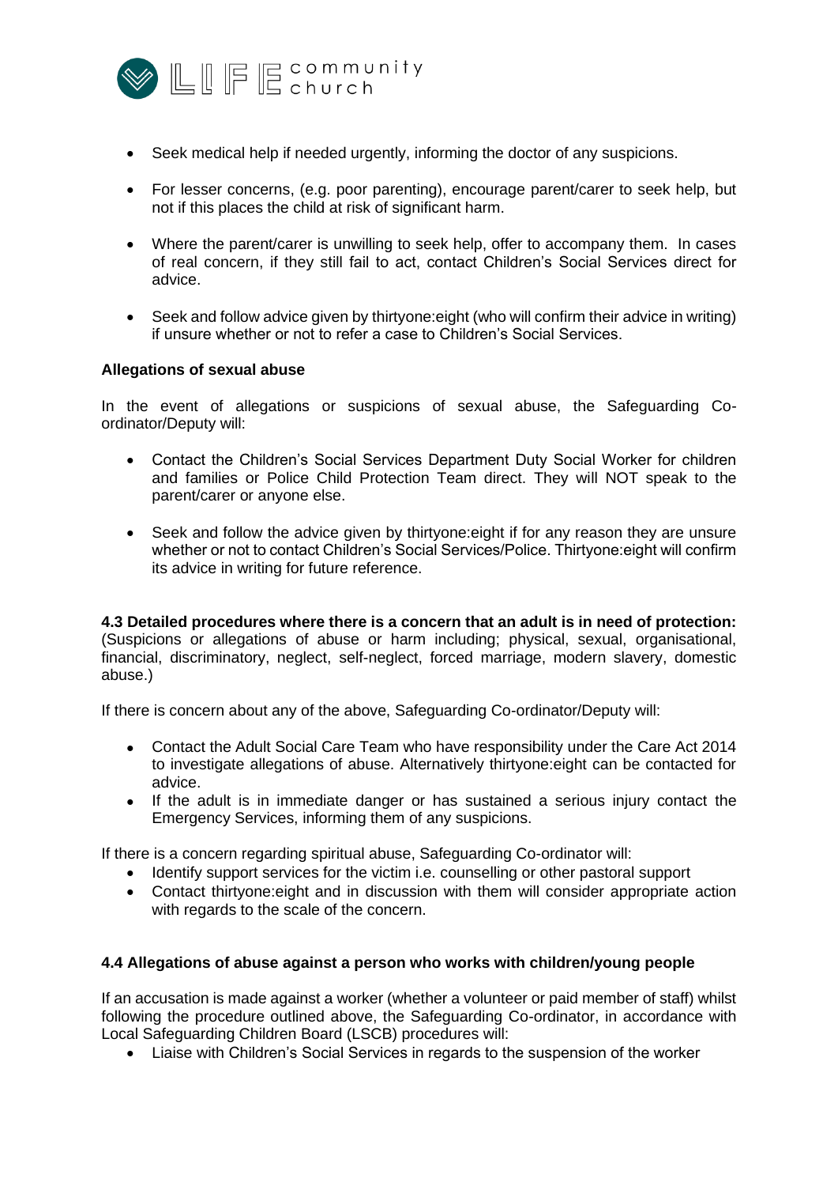- Seek medical help if needed urgently, informing the doctor of any suspicions.
- For lesser concerns, (e.g. poor parenting), encourage parent/carer to seek help, but not if this places the child at risk of significant harm.
- Where the parent/carer is unwilling to seek help, offer to accompany them. In cases of real concern, if they still fail to act, contact Children's Social Services direct for advice.
- Seek and follow advice given by thirtyone:eight (who will confirm their advice in writing) if unsure whether or not to refer a case to Children's Social Services.

**Allegations of sexual abuse**

In the event of allegations or suspicions of sexual abuse, the Safeguarding Co-ordinator/Deputy will:

- Contact the Children's Social Services Department Duty Social Worker for children and families or Police Child Protection Team direct. They will NOT speak to the parent/carer or anyone else.
- Seek and follow the advice given by thirtyone:eight if for any reason they are unsure whether or not to contact Children's Social Services/Police. Thirtyone:eight will confirm its advice in writing for future reference.

**4.3 Detailed procedures where there is a concern that an adult is in need of protection:** (Suspicions or allegations of abuse or harm including; physical, sexual, organisational, financial, discriminatory, neglect, self-neglect, forced marriage, modern slavery, domestic abuse.)

If there is concern about any of the above, Safeguarding Co-ordinator/Deputy will:

- Contact the Adult Social Care Team who have responsibility under the Care Act 2014 to investigate allegations of abuse. Alternatively thirtyone:eight can be contacted for advice.
- If the adult is in immediate danger or has sustained a serious injury contact the Emergency Services, informing them of any suspicions.

If there is a concern regarding spiritual abuse, Safeguarding Co-ordinator will:

- Identify support services for the victim i.e. counselling or other pastoral support
- Contact thirtyone:eight and in discussion with them will consider appropriate action with regards to the scale of the concern.

**4.4 Allegations of abuse against a person who works with children/young people**

If an accusation is made against a worker (whether a volunteer or paid member of staff) whilst following the procedure outlined above, the Safeguarding Co-ordinator, in accordance with Local Safeguarding Children Board (LSCB) procedures will:

- Liaise with Children's Social Services in regards to the suspension of the worker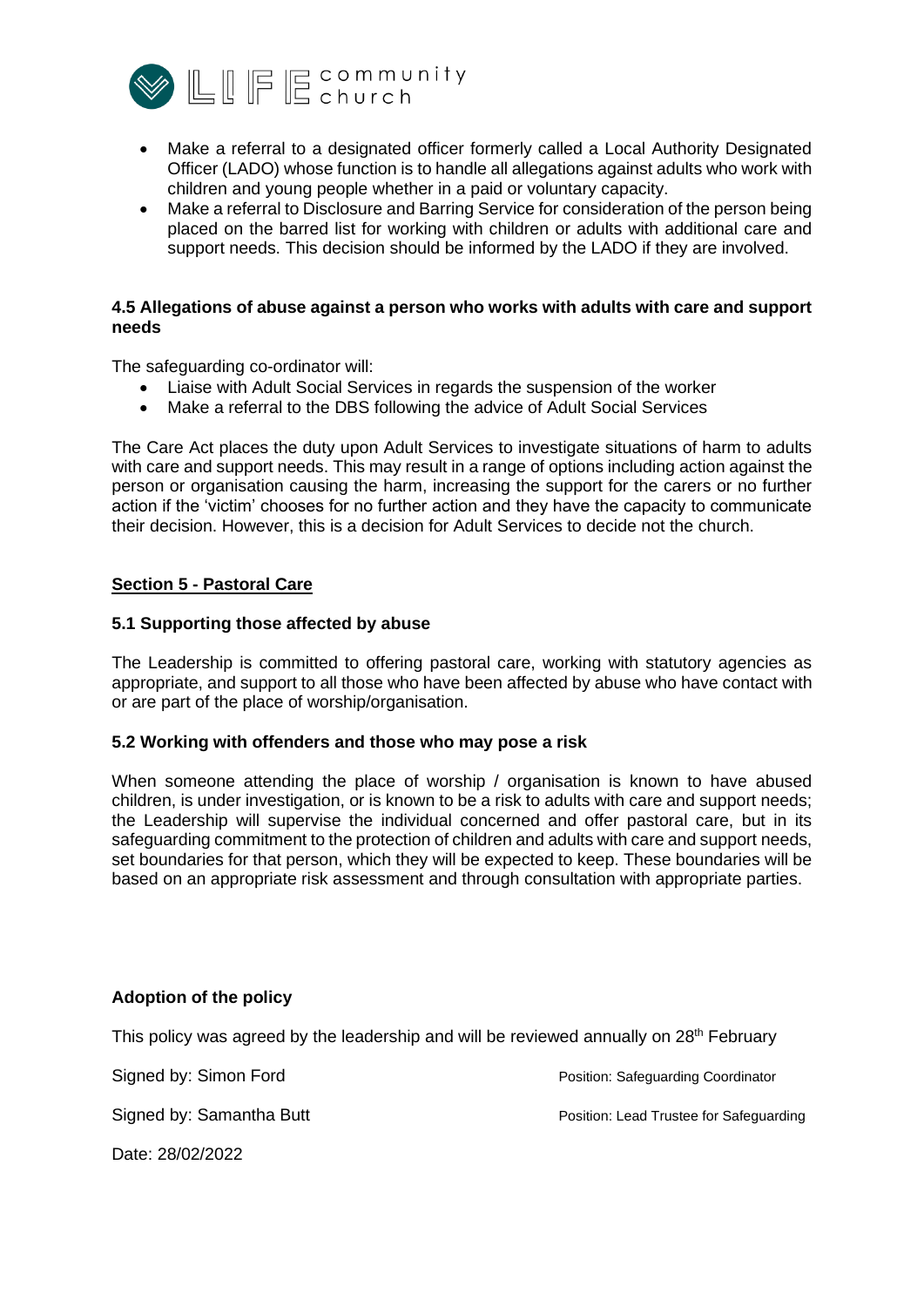- Make a referral to a designated officer formerly called a Local Authority Designated Officer (LADO) whose function is to handle all allegations against adults who work with children and young people whether in a paid or voluntary capacity.
- Make a referral to Disclosure and Barring Service for consideration of the person being placed on the barred list for working with children or adults with additional care and support needs. This decision should be informed by the LADO if they are involved.

### 4.5 Allegations of abuse against a person who works with adults with care and support needs

The safeguarding co-ordinator will:

- Liaise with Adult Social Services in regards the suspension of the worker
- Make a referral to the DBS following the advice of Adult Social Services

The Care Act places the duty upon Adult Services to investigate situations of harm to adults with care and support needs. This may result in a range of options including action against the person or organisation causing the harm, increasing the support for the carers or no further action if the 'victim' chooses for no further action and they have the capacity to communicate their decision. However, this is a decision for Adult Services to decide not the church.

## Section 5 - Pastoral Care

### 5.1 Supporting those affected by abuse

The Leadership is committed to offering pastoral care, working with statutory agencies as appropriate, and support to all those who have been affected by abuse who have contact with or are part of the place of worship/organisation.

### 5.2 Working with offenders and those who may pose a risk

When someone attending the place of worship / organisation is known to have abused children, is under investigation, or is known to be a risk to adults with care and support needs; the Leadership will supervise the individual concerned and offer pastoral care, but in its safeguarding commitment to the protection of children and adults with care and support needs, set boundaries for that person, which they will be expected to keep. These boundaries will be based on an appropriate risk assessment and through consultation with appropriate parties.

### Adoption of the policy

This policy was agreed by the leadership and will be reviewed annually on 28th February

Signed by: Simon Ford — Position: Safeguarding Coordinator

Signed by: Samantha Butt — Position: Lead Trustee for Safeguarding

Date: 28/02/2022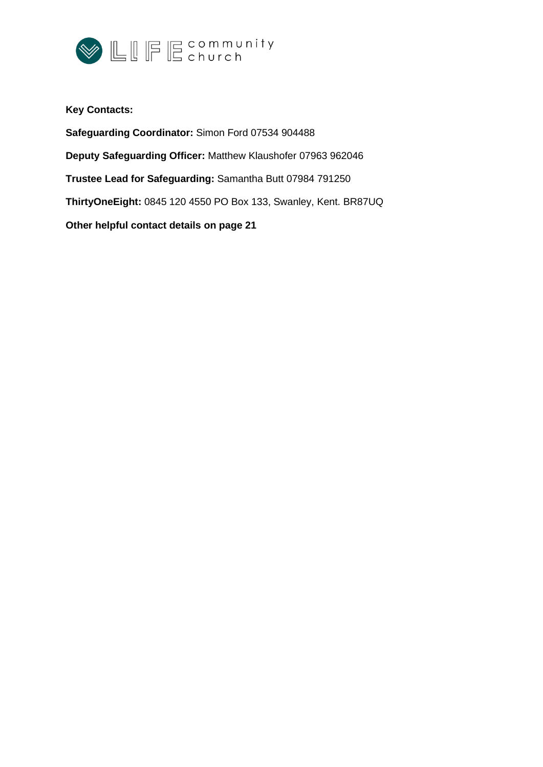**Key Contacts:**

**Safeguarding Coordinator:** Simon Ford 07534 904488

**Deputy Safeguarding Officer:** Matthew Klaushofer 07963 962046

**Trustee Lead for Safeguarding:** Samantha Butt 07984 791250

**ThirtyOneEight:** 0845 120 4550 PO Box 133, Swanley, Kent. BR87UQ

**Other helpful contact details on page 21**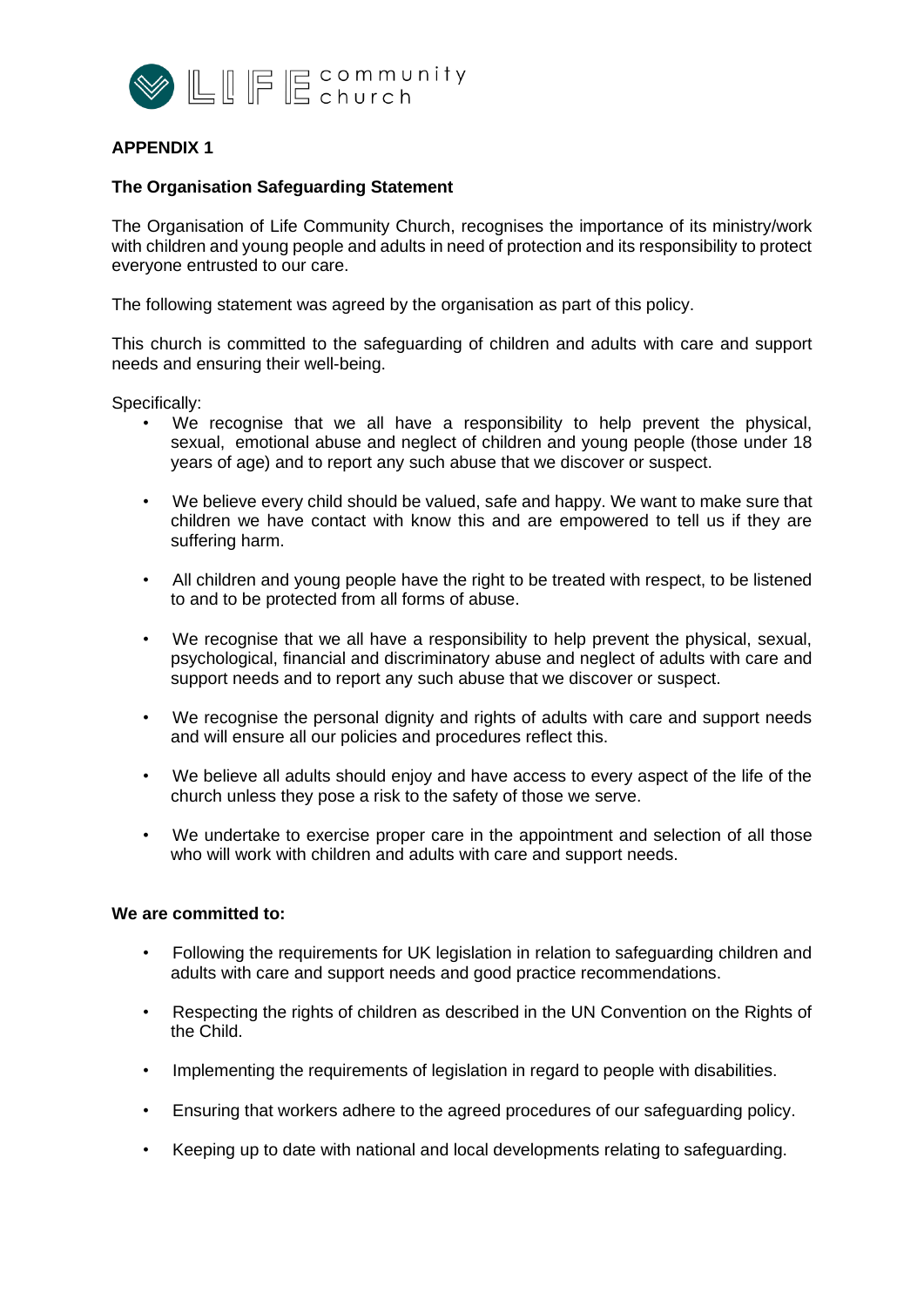# APPENDIX 1

## The Organisation Safeguarding Statement

The Organisation of Life Community Church, recognises the importance of its ministry/work with children and young people and adults in need of protection and its responsibility to protect everyone entrusted to our care.

The following statement was agreed by the organisation as part of this policy.

This church is committed to the safeguarding of children and adults with care and support needs and ensuring their well-being.

Specifically:

- We recognise that we all have a responsibility to help prevent the physical, sexual, emotional abuse and neglect of children and young people (those under 18 years of age) and to report any such abuse that we discover or suspect.
- We believe every child should be valued, safe and happy. We want to make sure that children we have contact with know this and are empowered to tell us if they are suffering harm.
- All children and young people have the right to be treated with respect, to be listened to and to be protected from all forms of abuse.
- We recognise that we all have a responsibility to help prevent the physical, sexual, psychological, financial and discriminatory abuse and neglect of adults with care and support needs and to report any such abuse that we discover or suspect.
- We recognise the personal dignity and rights of adults with care and support needs and will ensure all our policies and procedures reflect this.
- We believe all adults should enjoy and have access to every aspect of the life of the church unless they pose a risk to the safety of those we serve.
- We undertake to exercise proper care in the appointment and selection of all those who will work with children and adults with care and support needs.

**We are committed to:**

- Following the requirements for UK legislation in relation to safeguarding children and adults with care and support needs and good practice recommendations.
- Respecting the rights of children as described in the UN Convention on the Rights of the Child.
- Implementing the requirements of legislation in regard to people with disabilities.
- Ensuring that workers adhere to the agreed procedures of our safeguarding policy.
- Keeping up to date with national and local developments relating to safeguarding.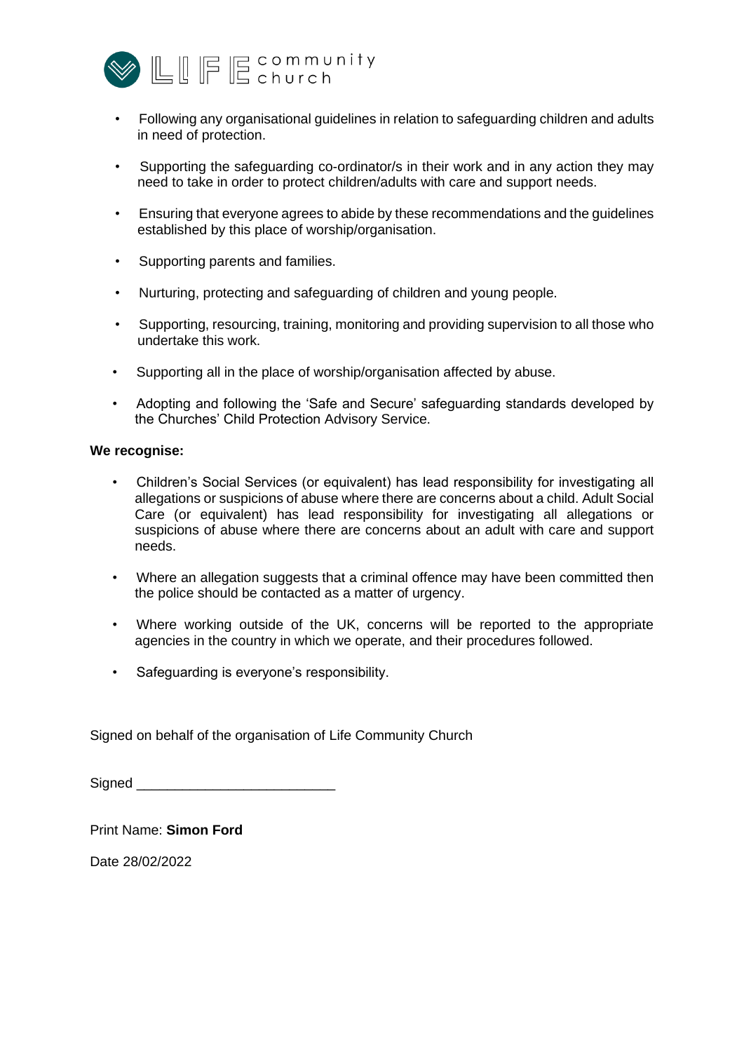- Following any organisational guidelines in relation to safeguarding children and adults in need of protection.

- Supporting the safeguarding co-ordinator/s in their work and in any action they may need to take in order to protect children/adults with care and support needs.

- Ensuring that everyone agrees to abide by these recommendations and the guidelines established by this place of worship/organisation.

- Supporting parents and families.

- Nurturing, protecting and safeguarding of children and young people.

- Supporting, resourcing, training, monitoring and providing supervision to all those who undertake this work.

- Supporting all in the place of worship/organisation affected by abuse.

- Adopting and following the 'Safe and Secure' safeguarding standards developed by the Churches' Child Protection Advisory Service.

**We recognise:**

- Children's Social Services (or equivalent) has lead responsibility for investigating all allegations or suspicions of abuse where there are concerns about a child. Adult Social Care (or equivalent) has lead responsibility for investigating all allegations or suspicions of abuse where there are concerns about an adult with care and support needs.

- Where an allegation suggests that a criminal offence may have been committed then the police should be contacted as a matter of urgency.

- Where working outside of the UK, concerns will be reported to the appropriate agencies in the country in which we operate, and their procedures followed.

- Safeguarding is everyone's responsibility.

Signed on behalf of the organisation of Life Community Church

Signed _________________________

Print Name: **Simon Ford**

Date 28/02/2022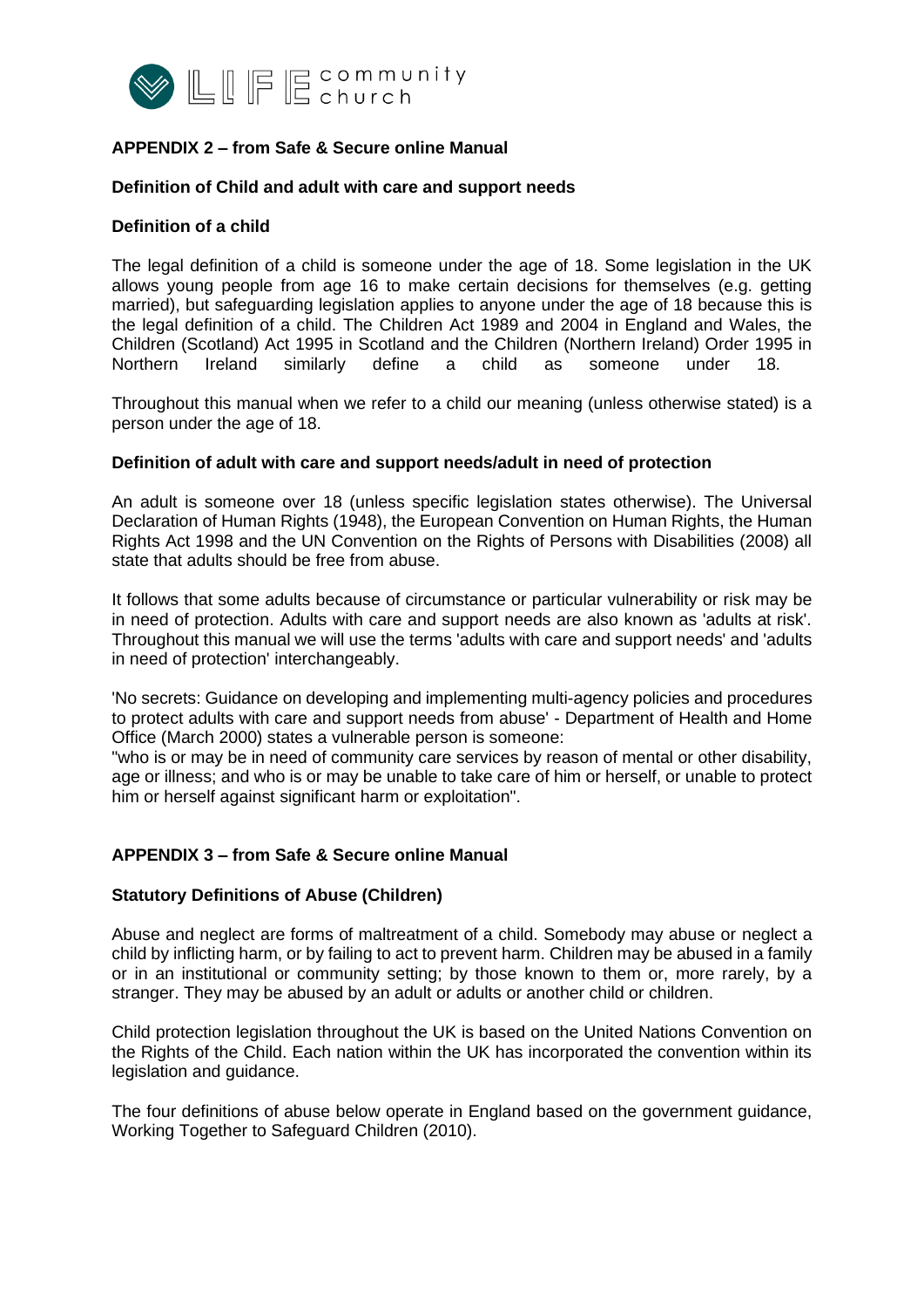## APPENDIX 2 – from Safe & Secure online Manual

### Definition of Child and adult with care and support needs

#### Definition of a child

The legal definition of a child is someone under the age of 18. Some legislation in the UK allows young people from age 16 to make certain decisions for themselves (e.g. getting married), but safeguarding legislation applies to anyone under the age of 18 because this is the legal definition of a child. The Children Act 1989 and 2004 in England and Wales, the Children (Scotland) Act 1995 in Scotland and the Children (Northern Ireland) Order 1995 in Northern Ireland similarly define a child as someone under 18.

Throughout this manual when we refer to a child our meaning (unless otherwise stated) is a person under the age of 18.

#### Definition of adult with care and support needs/adult in need of protection

An adult is someone over 18 (unless specific legislation states otherwise). The Universal Declaration of Human Rights (1948), the European Convention on Human Rights, the Human Rights Act 1998 and the UN Convention on the Rights of Persons with Disabilities (2008) all state that adults should be free from abuse.

It follows that some adults because of circumstance or particular vulnerability or risk may be in need of protection. Adults with care and support needs are also known as 'adults at risk'. Throughout this manual we will use the terms 'adults with care and support needs' and 'adults in need of protection' interchangeably.

'No secrets: Guidance on developing and implementing multi-agency policies and procedures to protect adults with care and support needs from abuse' - Department of Health and Home Office (March 2000) states a vulnerable person is someone:
"who is or may be in need of community care services by reason of mental or other disability, age or illness; and who is or may be unable to take care of him or herself, or unable to protect him or herself against significant harm or exploitation".

## APPENDIX 3 – from Safe & Secure online Manual

### Statutory Definitions of Abuse (Children)

Abuse and neglect are forms of maltreatment of a child. Somebody may abuse or neglect a child by inflicting harm, or by failing to act to prevent harm. Children may be abused in a family or in an institutional or community setting; by those known to them or, more rarely, by a stranger. They may be abused by an adult or adults or another child or children.

Child protection legislation throughout the UK is based on the United Nations Convention on the Rights of the Child. Each nation within the UK has incorporated the convention within its legislation and guidance.

The four definitions of abuse below operate in England based on the government guidance, Working Together to Safeguard Children (2010).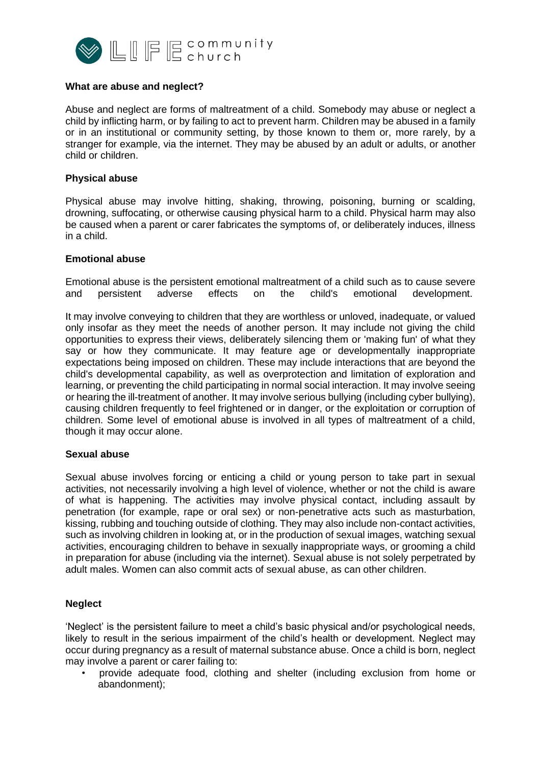### What are abuse and neglect?

Abuse and neglect are forms of maltreatment of a child. Somebody may abuse or neglect a child by inflicting harm, or by failing to act to prevent harm. Children may be abused in a family or in an institutional or community setting, by those known to them or, more rarely, by a stranger for example, via the internet. They may be abused by an adult or adults, or another child or children.

### Physical abuse

Physical abuse may involve hitting, shaking, throwing, poisoning, burning or scalding, drowning, suffocating, or otherwise causing physical harm to a child. Physical harm may also be caused when a parent or carer fabricates the symptoms of, or deliberately induces, illness in a child.

### Emotional abuse

Emotional abuse is the persistent emotional maltreatment of a child such as to cause severe and persistent adverse effects on the child's emotional development.

It may involve conveying to children that they are worthless or unloved, inadequate, or valued only insofar as they meet the needs of another person. It may include not giving the child opportunities to express their views, deliberately silencing them or 'making fun' of what they say or how they communicate. It may feature age or developmentally inappropriate expectations being imposed on children. These may include interactions that are beyond the child's developmental capability, as well as overprotection and limitation of exploration and learning, or preventing the child participating in normal social interaction. It may involve seeing or hearing the ill-treatment of another. It may involve serious bullying (including cyber bullying), causing children frequently to feel frightened or in danger, or the exploitation or corruption of children. Some level of emotional abuse is involved in all types of maltreatment of a child, though it may occur alone.

### Sexual abuse

Sexual abuse involves forcing or enticing a child or young person to take part in sexual activities, not necessarily involving a high level of violence, whether or not the child is aware of what is happening. The activities may involve physical contact, including assault by penetration (for example, rape or oral sex) or non-penetrative acts such as masturbation, kissing, rubbing and touching outside of clothing. They may also include non-contact activities, such as involving children in looking at, or in the production of sexual images, watching sexual activities, encouraging children to behave in sexually inappropriate ways, or grooming a child in preparation for abuse (including via the internet). Sexual abuse is not solely perpetrated by adult males. Women can also commit acts of sexual abuse, as can other children.

### Neglect

'Neglect' is the persistent failure to meet a child's basic physical and/or psychological needs, likely to result in the serious impairment of the child's health or development. Neglect may occur during pregnancy as a result of maternal substance abuse. Once a child is born, neglect may involve a parent or carer failing to:

- provide adequate food, clothing and shelter (including exclusion from home or abandonment);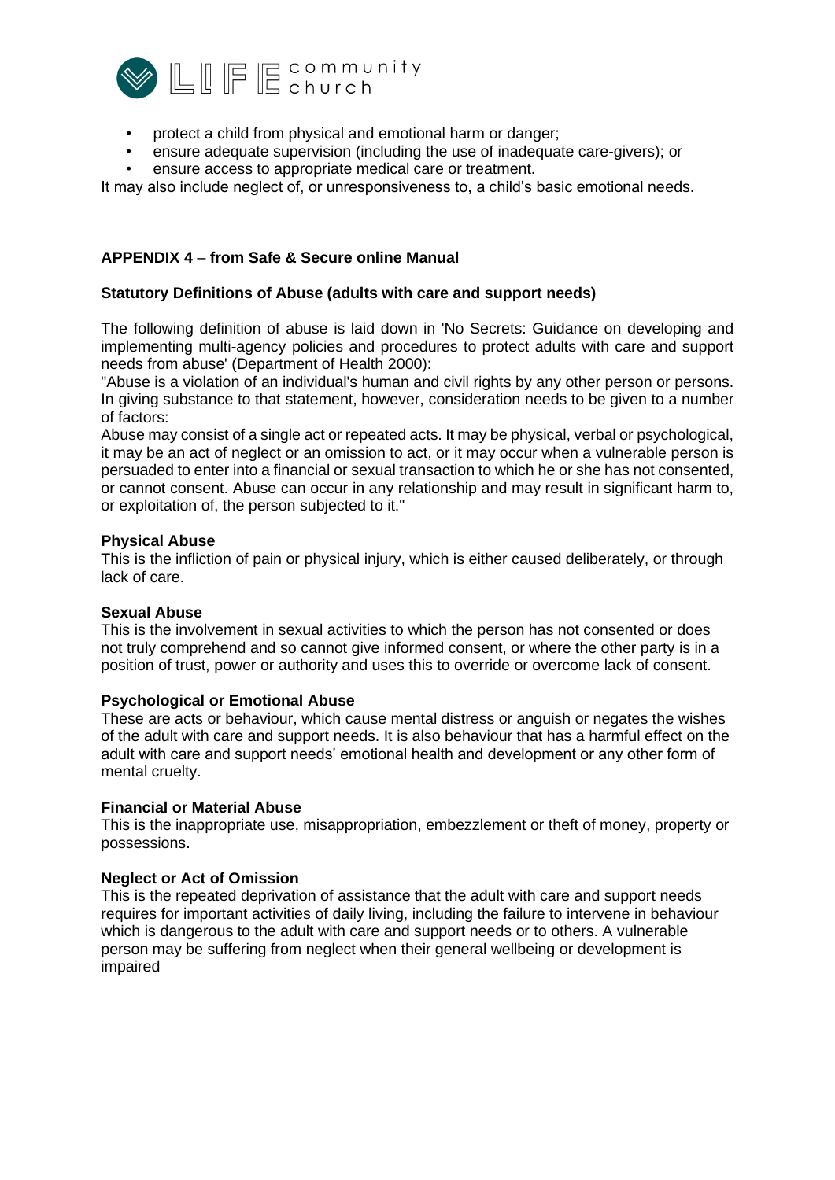- protect a child from physical and emotional harm or danger;
- ensure adequate supervision (including the use of inadequate care-givers); or
- ensure access to appropriate medical care or treatment.

It may also include neglect of, or unresponsiveness to, a child's basic emotional needs.

**APPENDIX 4 – from Safe & Secure online Manual**

**Statutory Definitions of Abuse (adults with care and support needs)**

The following definition of abuse is laid down in 'No Secrets: Guidance on developing and implementing multi-agency policies and procedures to protect adults with care and support needs from abuse' (Department of Health 2000):

"Abuse is a violation of an individual's human and civil rights by any other person or persons. In giving substance to that statement, however, consideration needs to be given to a number of factors:

Abuse may consist of a single act or repeated acts. It may be physical, verbal or psychological, it may be an act of neglect or an omission to act, or it may occur when a vulnerable person is persuaded to enter into a financial or sexual transaction to which he or she has not consented, or cannot consent. Abuse can occur in any relationship and may result in significant harm to, or exploitation of, the person subjected to it."

**Physical Abuse**

This is the infliction of pain or physical injury, which is either caused deliberately, or through lack of care.

**Sexual Abuse**

This is the involvement in sexual activities to which the person has not consented or does not truly comprehend and so cannot give informed consent, or where the other party is in a position of trust, power or authority and uses this to override or overcome lack of consent.

**Psychological or Emotional Abuse**

These are acts or behaviour, which cause mental distress or anguish or negates the wishes of the adult with care and support needs. It is also behaviour that has a harmful effect on the adult with care and support needs' emotional health and development or any other form of mental cruelty.

**Financial or Material Abuse**

This is the inappropriate use, misappropriation, embezzlement or theft of money, property or possessions.

**Neglect or Act of Omission**

This is the repeated deprivation of assistance that the adult with care and support needs requires for important activities of daily living, including the failure to intervene in behaviour which is dangerous to the adult with care and support needs or to others. A vulnerable person may be suffering from neglect when their general wellbeing or development is impaired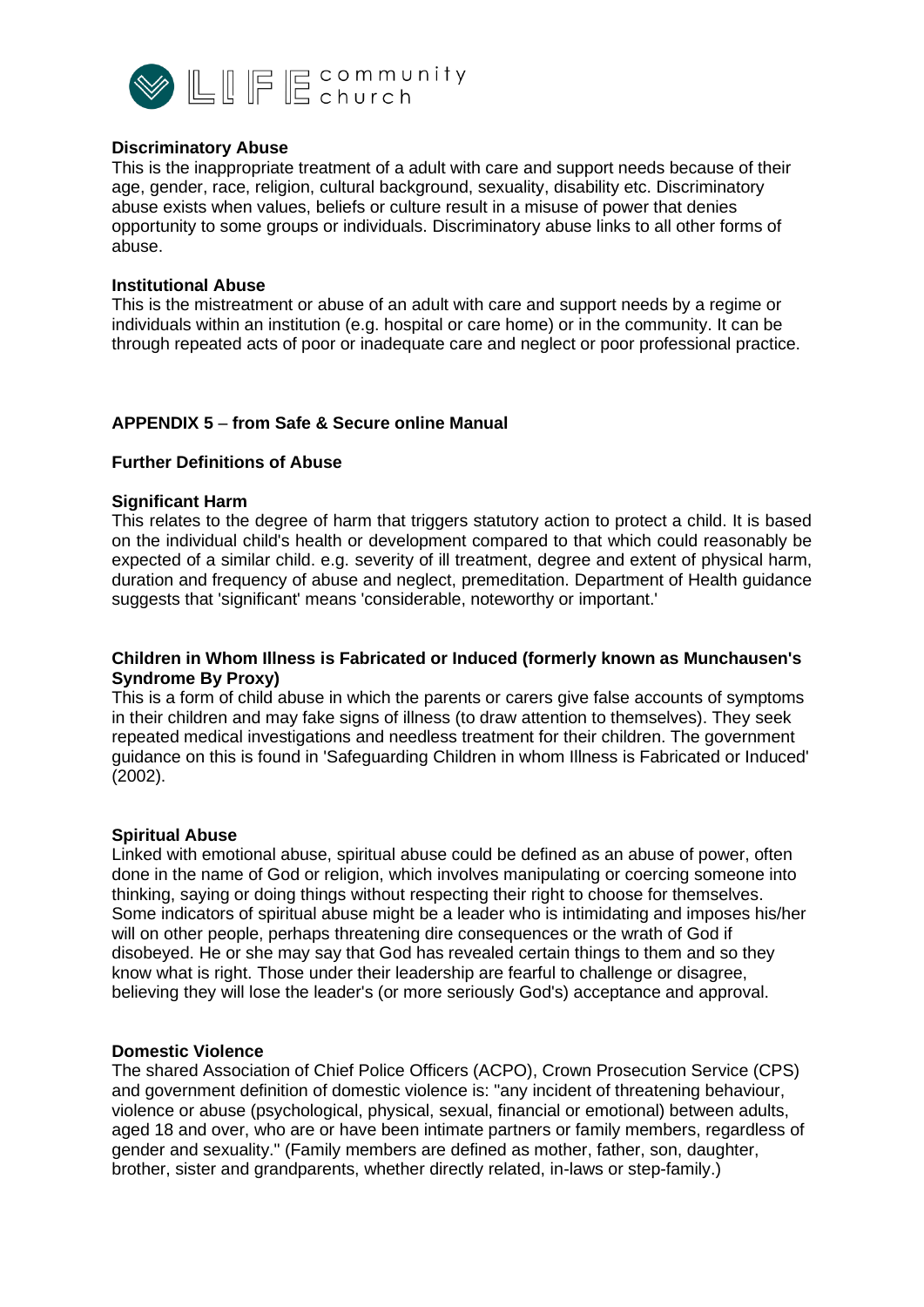**Discriminatory Abuse**

This is the inappropriate treatment of a adult with care and support needs because of their age, gender, race, religion, cultural background, sexuality, disability etc. Discriminatory abuse exists when values, beliefs or culture result in a misuse of power that denies opportunity to some groups or individuals. Discriminatory abuse links to all other forms of abuse.

**Institutional Abuse**

This is the mistreatment or abuse of an adult with care and support needs by a regime or individuals within an institution (e.g. hospital or care home) or in the community. It can be through repeated acts of poor or inadequate care and neglect or poor professional practice.

## APPENDIX 5 – from Safe & Secure online Manual

### Further Definitions of Abuse

**Significant Harm**

This relates to the degree of harm that triggers statutory action to protect a child. It is based on the individual child's health or development compared to that which could reasonably be expected of a similar child. e.g. severity of ill treatment, degree and extent of physical harm, duration and frequency of abuse and neglect, premeditation. Department of Health guidance suggests that 'significant' means 'considerable, noteworthy or important.'

**Children in Whom Illness is Fabricated or Induced (formerly known as Munchausen's Syndrome By Proxy)**

This is a form of child abuse in which the parents or carers give false accounts of symptoms in their children and may fake signs of illness (to draw attention to themselves). They seek repeated medical investigations and needless treatment for their children. The government guidance on this is found in 'Safeguarding Children in whom Illness is Fabricated or Induced' (2002).

**Spiritual Abuse**

Linked with emotional abuse, spiritual abuse could be defined as an abuse of power, often done in the name of God or religion, which involves manipulating or coercing someone into thinking, saying or doing things without respecting their right to choose for themselves. Some indicators of spiritual abuse might be a leader who is intimidating and imposes his/her will on other people, perhaps threatening dire consequences or the wrath of God if disobeyed. He or she may say that God has revealed certain things to them and so they know what is right. Those under their leadership are fearful to challenge or disagree, believing they will lose the leader's (or more seriously God's) acceptance and approval.

**Domestic Violence**

The shared Association of Chief Police Officers (ACPO), Crown Prosecution Service (CPS) and government definition of domestic violence is: "any incident of threatening behaviour, violence or abuse (psychological, physical, sexual, financial or emotional) between adults, aged 18 and over, who are or have been intimate partners or family members, regardless of gender and sexuality." (Family members are defined as mother, father, son, daughter, brother, sister and grandparents, whether directly related, in-laws or step-family.)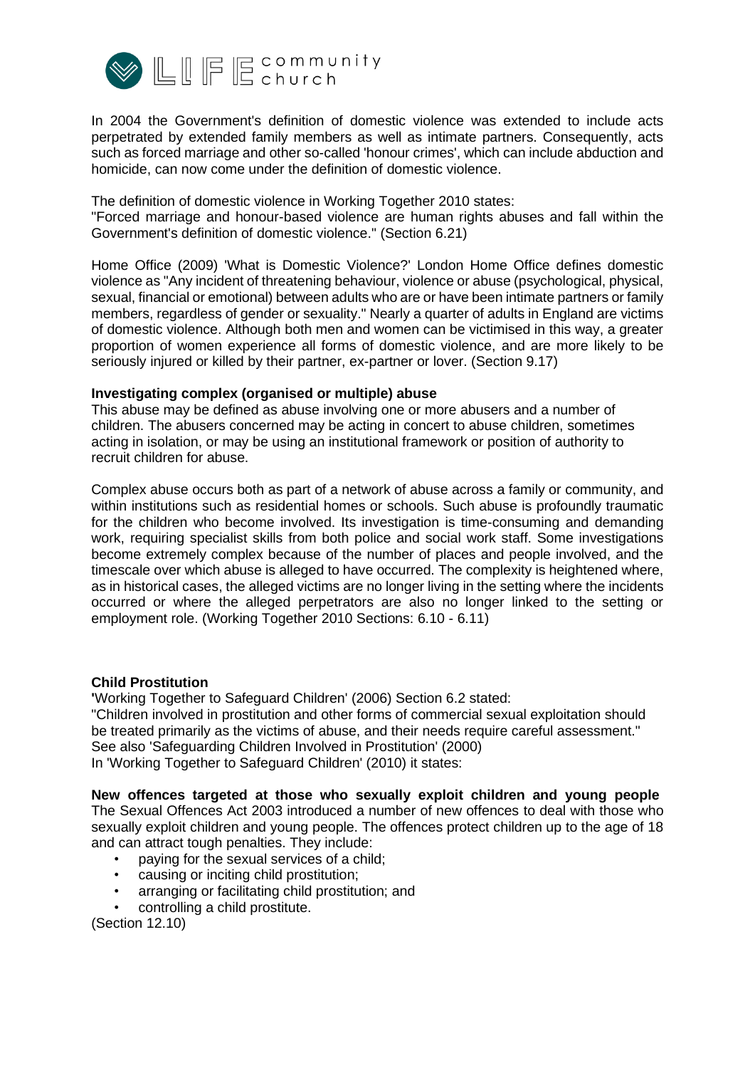In 2004 the Government's definition of domestic violence was extended to include acts perpetrated by extended family members as well as intimate partners. Consequently, acts such as forced marriage and other so-called 'honour crimes', which can include abduction and homicide, can now come under the definition of domestic violence.

The definition of domestic violence in Working Together 2010 states:
"Forced marriage and honour-based violence are human rights abuses and fall within the Government's definition of domestic violence." (Section 6.21)

Home Office (2009) 'What is Domestic Violence?' London Home Office defines domestic violence as "Any incident of threatening behaviour, violence or abuse (psychological, physical, sexual, financial or emotional) between adults who are or have been intimate partners or family members, regardless of gender or sexuality." Nearly a quarter of adults in England are victims of domestic violence. Although both men and women can be victimised in this way, a greater proportion of women experience all forms of domestic violence, and are more likely to be seriously injured or killed by their partner, ex-partner or lover. (Section 9.17)

**Investigating complex (organised or multiple) abuse**
This abuse may be defined as abuse involving one or more abusers and a number of children. The abusers concerned may be acting in concert to abuse children, sometimes acting in isolation, or may be using an institutional framework or position of authority to recruit children for abuse.

Complex abuse occurs both as part of a network of abuse across a family or community, and within institutions such as residential homes or schools. Such abuse is profoundly traumatic for the children who become involved. Its investigation is time-consuming and demanding work, requiring specialist skills from both police and social work staff. Some investigations become extremely complex because of the number of places and people involved, and the timescale over which abuse is alleged to have occurred. The complexity is heightened where, as in historical cases, the alleged victims are no longer living in the setting where the incidents occurred or where the alleged perpetrators are also no longer linked to the setting or employment role. (Working Together 2010 Sections: 6.10 - 6.11)

**Child Prostitution**
'Working Together to Safeguard Children' (2006) Section 6.2 stated:
"Children involved in prostitution and other forms of commercial sexual exploitation should be treated primarily as the victims of abuse, and their needs require careful assessment."
See also 'Safeguarding Children Involved in Prostitution' (2000)
In 'Working Together to Safeguard Children' (2010) it states:

**New offences targeted at those who sexually exploit children and young people**
The Sexual Offences Act 2003 introduced a number of new offences to deal with those who sexually exploit children and young people. The offences protect children up to the age of 18 and can attract tough penalties. They include:

- paying for the sexual services of a child;
- causing or inciting child prostitution;
- arranging or facilitating child prostitution; and
- controlling a child prostitute.

(Section 12.10)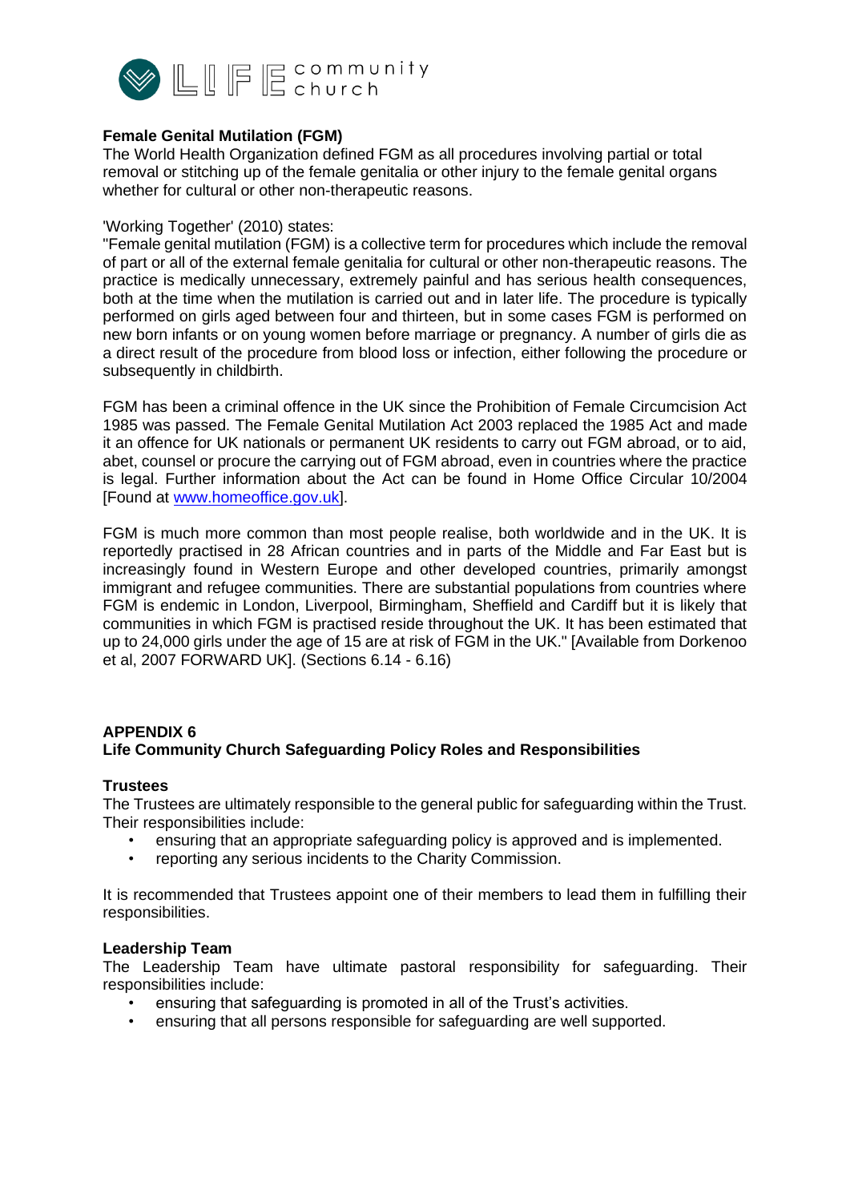**Female Genital Mutilation (FGM)**
The World Health Organization defined FGM as all procedures involving partial or total removal or stitching up of the female genitalia or other injury to the female genital organs whether for cultural or other non-therapeutic reasons.

'Working Together' (2010) states:
"Female genital mutilation (FGM) is a collective term for procedures which include the removal of part or all of the external female genitalia for cultural or other non-therapeutic reasons. The practice is medically unnecessary, extremely painful and has serious health consequences, both at the time when the mutilation is carried out and in later life. The procedure is typically performed on girls aged between four and thirteen, but in some cases FGM is performed on new born infants or on young women before marriage or pregnancy. A number of girls die as a direct result of the procedure from blood loss or infection, either following the procedure or subsequently in childbirth.

FGM has been a criminal offence in the UK since the Prohibition of Female Circumcision Act 1985 was passed. The Female Genital Mutilation Act 2003 replaced the 1985 Act and made it an offence for UK nationals or permanent UK residents to carry out FGM abroad, or to aid, abet, counsel or procure the carrying out of FGM abroad, even in countries where the practice is legal. Further information about the Act can be found in Home Office Circular 10/2004 [Found at www.homeoffice.gov.uk].

FGM is much more common than most people realise, both worldwide and in the UK. It is reportedly practised in 28 African countries and in parts of the Middle and Far East but is increasingly found in Western Europe and other developed countries, primarily amongst immigrant and refugee communities. There are substantial populations from countries where FGM is endemic in London, Liverpool, Birmingham, Sheffield and Cardiff but it is likely that communities in which FGM is practised reside throughout the UK. It has been estimated that up to 24,000 girls under the age of 15 are at risk of FGM in the UK." [Available from Dorkenoo et al, 2007 FORWARD UK]. (Sections 6.14 - 6.16)

## APPENDIX 6
## Life Community Church Safeguarding Policy Roles and Responsibilities

**Trustees**
The Trustees are ultimately responsible to the general public for safeguarding within the Trust. Their responsibilities include:

- ensuring that an appropriate safeguarding policy is approved and is implemented.
- reporting any serious incidents to the Charity Commission.

It is recommended that Trustees appoint one of their members to lead them in fulfilling their responsibilities.

**Leadership Team**
The Leadership Team have ultimate pastoral responsibility for safeguarding. Their responsibilities include:

- ensuring that safeguarding is promoted in all of the Trust's activities.
- ensuring that all persons responsible for safeguarding are well supported.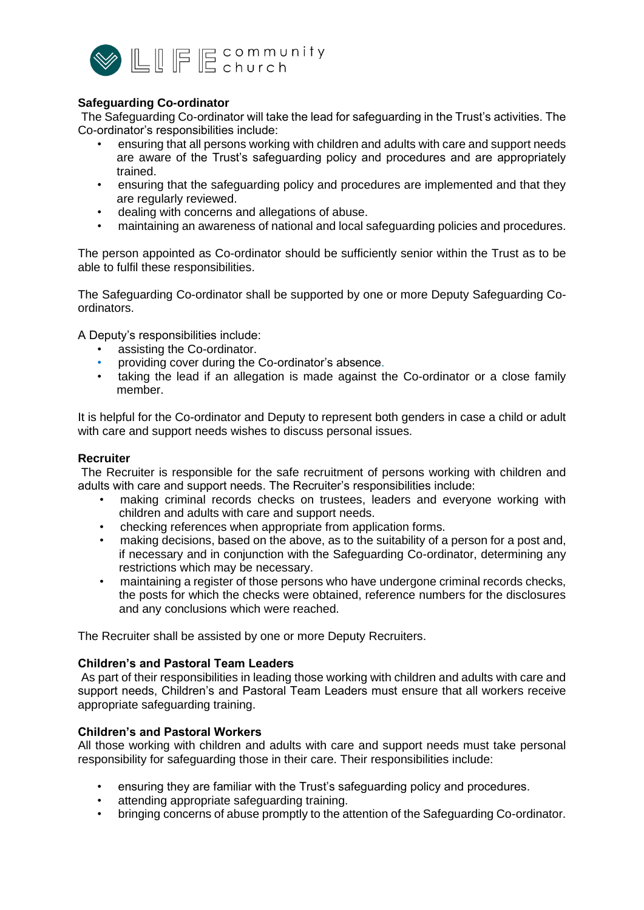### Safeguarding Co-ordinator

The Safeguarding Co-ordinator will take the lead for safeguarding in the Trust's activities. The Co-ordinator's responsibilities include:

- ensuring that all persons working with children and adults with care and support needs are aware of the Trust's safeguarding policy and procedures and are appropriately trained.
- ensuring that the safeguarding policy and procedures are implemented and that they are regularly reviewed.
- dealing with concerns and allegations of abuse.
- maintaining an awareness of national and local safeguarding policies and procedures.

The person appointed as Co-ordinator should be sufficiently senior within the Trust as to be able to fulfil these responsibilities.

The Safeguarding Co-ordinator shall be supported by one or more Deputy Safeguarding Co-ordinators.

A Deputy's responsibilities include:

- assisting the Co-ordinator.
- providing cover during the Co-ordinator's absence.
- taking the lead if an allegation is made against the Co-ordinator or a close family member.

It is helpful for the Co-ordinator and Deputy to represent both genders in case a child or adult with care and support needs wishes to discuss personal issues.

### Recruiter

The Recruiter is responsible for the safe recruitment of persons working with children and adults with care and support needs. The Recruiter's responsibilities include:

- making criminal records checks on trustees, leaders and everyone working with children and adults with care and support needs.
- checking references when appropriate from application forms.
- making decisions, based on the above, as to the suitability of a person for a post and, if necessary and in conjunction with the Safeguarding Co-ordinator, determining any restrictions which may be necessary.
- maintaining a register of those persons who have undergone criminal records checks, the posts for which the checks were obtained, reference numbers for the disclosures and any conclusions which were reached.

The Recruiter shall be assisted by one or more Deputy Recruiters.

### Children's and Pastoral Team Leaders

As part of their responsibilities in leading those working with children and adults with care and support needs, Children's and Pastoral Team Leaders must ensure that all workers receive appropriate safeguarding training.

### Children's and Pastoral Workers

All those working with children and adults with care and support needs must take personal responsibility for safeguarding those in their care. Their responsibilities include:

- ensuring they are familiar with the Trust's safeguarding policy and procedures.
- attending appropriate safeguarding training.
- bringing concerns of abuse promptly to the attention of the Safeguarding Co-ordinator.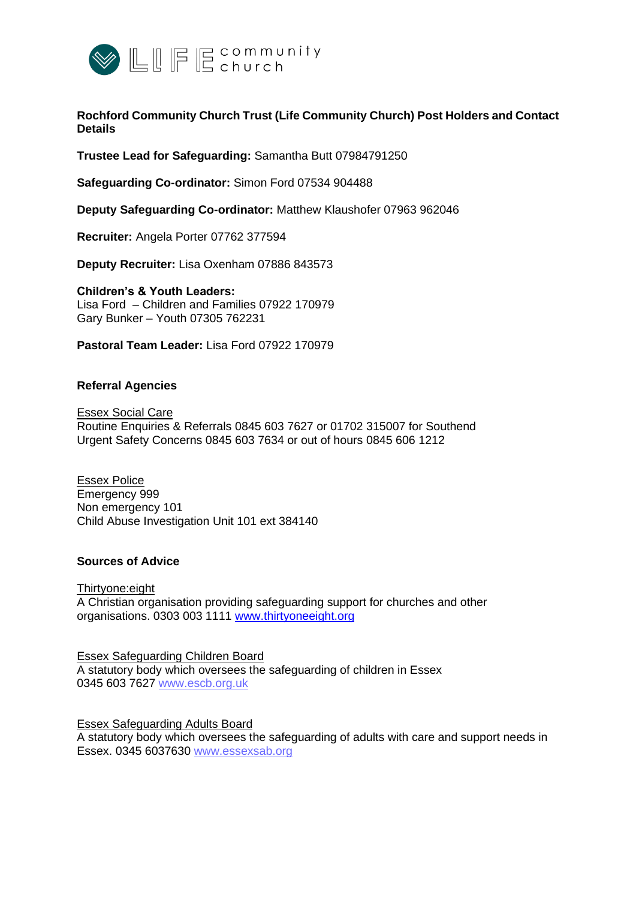LIFE community church

**Rochford Community Church Trust (Life Community Church) Post Holders and Contact Details**

**Trustee Lead for Safeguarding:** Samantha Butt 07984791250

**Safeguarding Co-ordinator:** Simon Ford 07534 904488

**Deputy Safeguarding Co-ordinator:** Matthew Klaushofer 07963 962046

**Recruiter:** Angela Porter 07762 377594

**Deputy Recruiter:** Lisa Oxenham 07886 843573

**Children's & Youth Leaders:**
Lisa Ford – Children and Families 07922 170979
Gary Bunker – Youth 07305 762231

**Pastoral Team Leader:** Lisa Ford 07922 170979

**Referral Agencies**

Essex Social Care
Routine Enquiries & Referrals 0845 603 7627 or 01702 315007 for Southend
Urgent Safety Concerns 0845 603 7634 or out of hours 0845 606 1212

Essex Police
Emergency 999
Non emergency 101
Child Abuse Investigation Unit 101 ext 384140

**Sources of Advice**

Thirtyone:eight
A Christian organisation providing safeguarding support for churches and other organisations. 0303 003 1111 www.thirtyoneeight.org

Essex Safeguarding Children Board
A statutory body which oversees the safeguarding of children in Essex
0345 603 7627 www.escb.org.uk

Essex Safeguarding Adults Board
A statutory body which oversees the safeguarding of adults with care and support needs in Essex. 0345 6037630 www.essexsab.org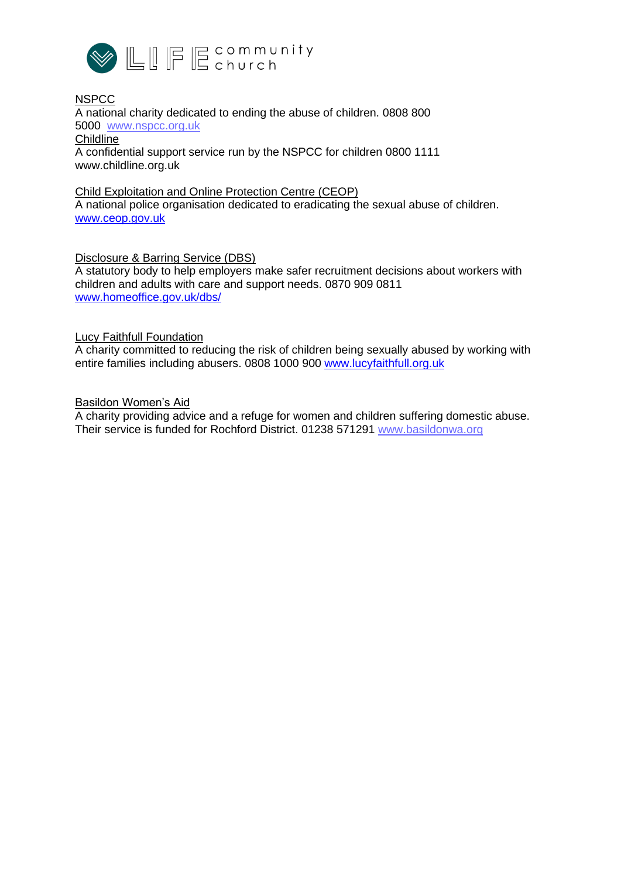NSPCC
A national charity dedicated to ending the abuse of children. 0808 800 5000 www.nspcc.org.uk

Childline
A confidential support service run by the NSPCC for children 0800 1111 www.childline.org.uk

Child Exploitation and Online Protection Centre (CEOP)
A national police organisation dedicated to eradicating the sexual abuse of children. www.ceop.gov.uk

Disclosure & Barring Service (DBS)
A statutory body to help employers make safer recruitment decisions about workers with children and adults with care and support needs. 0870 909 0811 www.homeoffice.gov.uk/dbs/

Lucy Faithfull Foundation
A charity committed to reducing the risk of children being sexually abused by working with entire families including abusers. 0808 1000 900 www.lucyfaithfull.org.uk

Basildon Women's Aid
A charity providing advice and a refuge for women and children suffering domestic abuse. Their service is funded for Rochford District. 01238 571291 www.basildonwa.org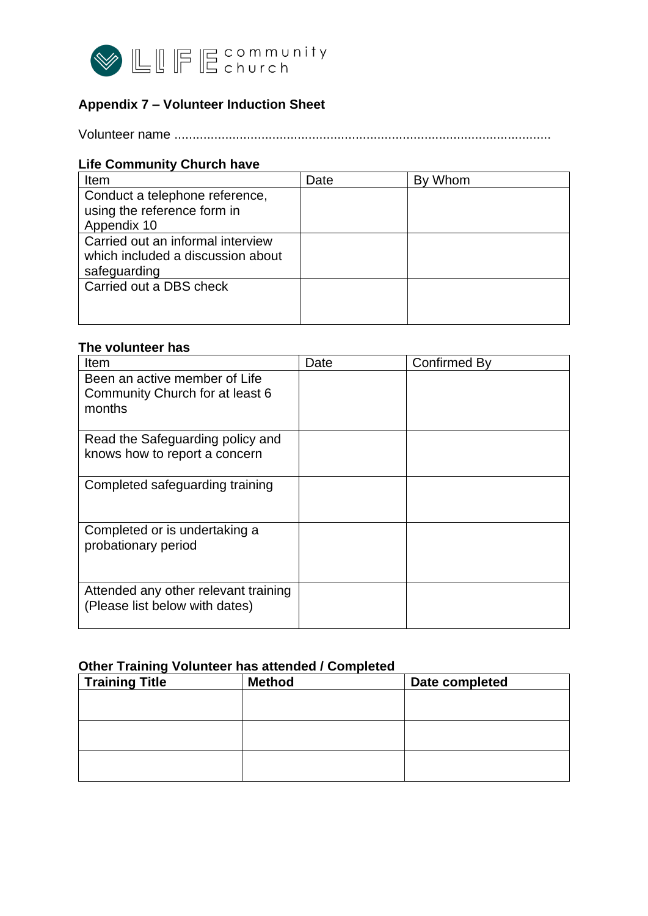## Appendix 7 – Volunteer Induction Sheet

Volunteer name ......................................................................................................

### Life Community Church have

| Item | Date | By Whom |
|---|---|---|
| Conduct a telephone reference, using the reference form in Appendix 10 | | |
| Carried out an informal interview which included a discussion about safeguarding | | |
| Carried out a DBS check | | |

### The volunteer has

| Item | Date | Confirmed By |
|---|---|---|
| Been an active member of Life Community Church for at least 6 months | | |
| Read the Safeguarding policy and knows how to report a concern | | |
| Completed safeguarding training | | |
| Completed or is undertaking a probationary period | | |
| Attended any other relevant training (Please list below with dates) | | |

### Other Training Volunteer has attended / Completed

| **Training Title** | **Method** | **Date completed** |
|---|---|---|
| | | |
| | | |
| | | |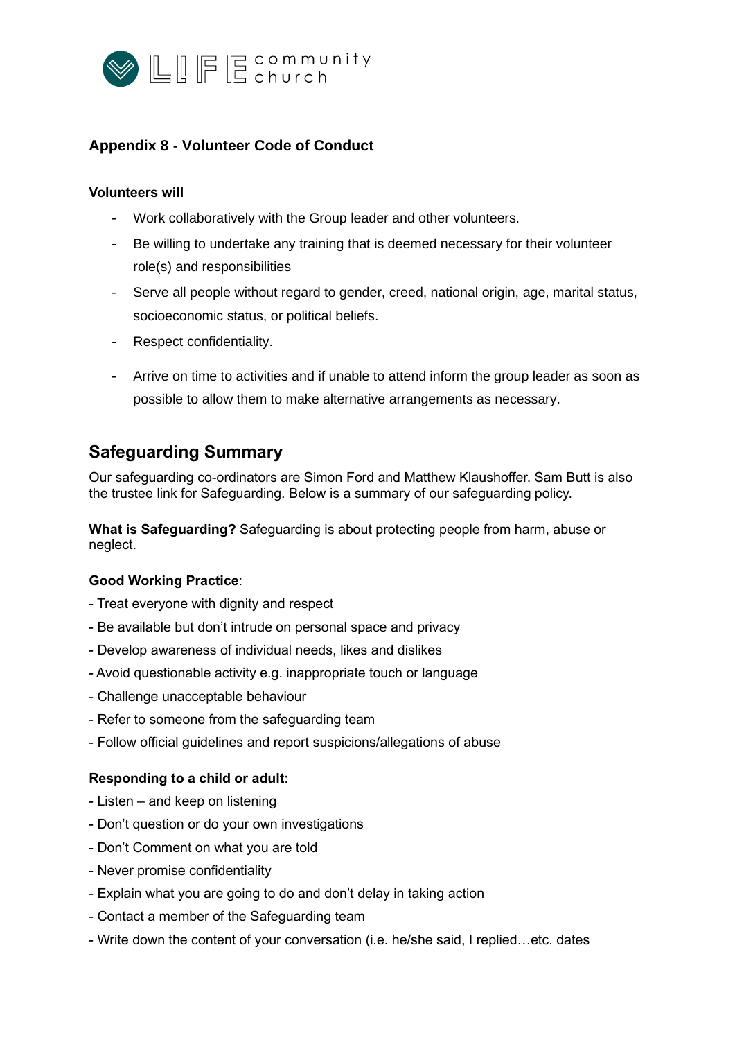## Appendix 8 - Volunteer Code of Conduct

**Volunteers will**

- Work collaboratively with the Group leader and other volunteers.
- Be willing to undertake any training that is deemed necessary for their volunteer role(s) and responsibilities
- Serve all people without regard to gender, creed, national origin, age, marital status, socioeconomic status, or political beliefs.
- Respect confidentiality.
- Arrive on time to activities and if unable to attend inform the group leader as soon as possible to allow them to make alternative arrangements as necessary.

## Safeguarding Summary

Our safeguarding co-ordinators are Simon Ford and Matthew Klaushoffer. Sam Butt is also the trustee link for Safeguarding. Below is a summary of our safeguarding policy.

**What is Safeguarding?** Safeguarding is about protecting people from harm, abuse or neglect.

**Good Working Practice**:

- Treat everyone with dignity and respect
- Be available but don't intrude on personal space and privacy
- Develop awareness of individual needs, likes and dislikes
- Avoid questionable activity e.g. inappropriate touch or language
- Challenge unacceptable behaviour
- Refer to someone from the safeguarding team
- Follow official guidelines and report suspicions/allegations of abuse

**Responding to a child or adult:**

- Listen – and keep on listening
- Don't question or do your own investigations
- Don't Comment on what you are told
- Never promise confidentiality
- Explain what you are going to do and don't delay in taking action
- Contact a member of the Safeguarding team
- Write down the content of your conversation (i.e. he/she said, I replied…etc. dates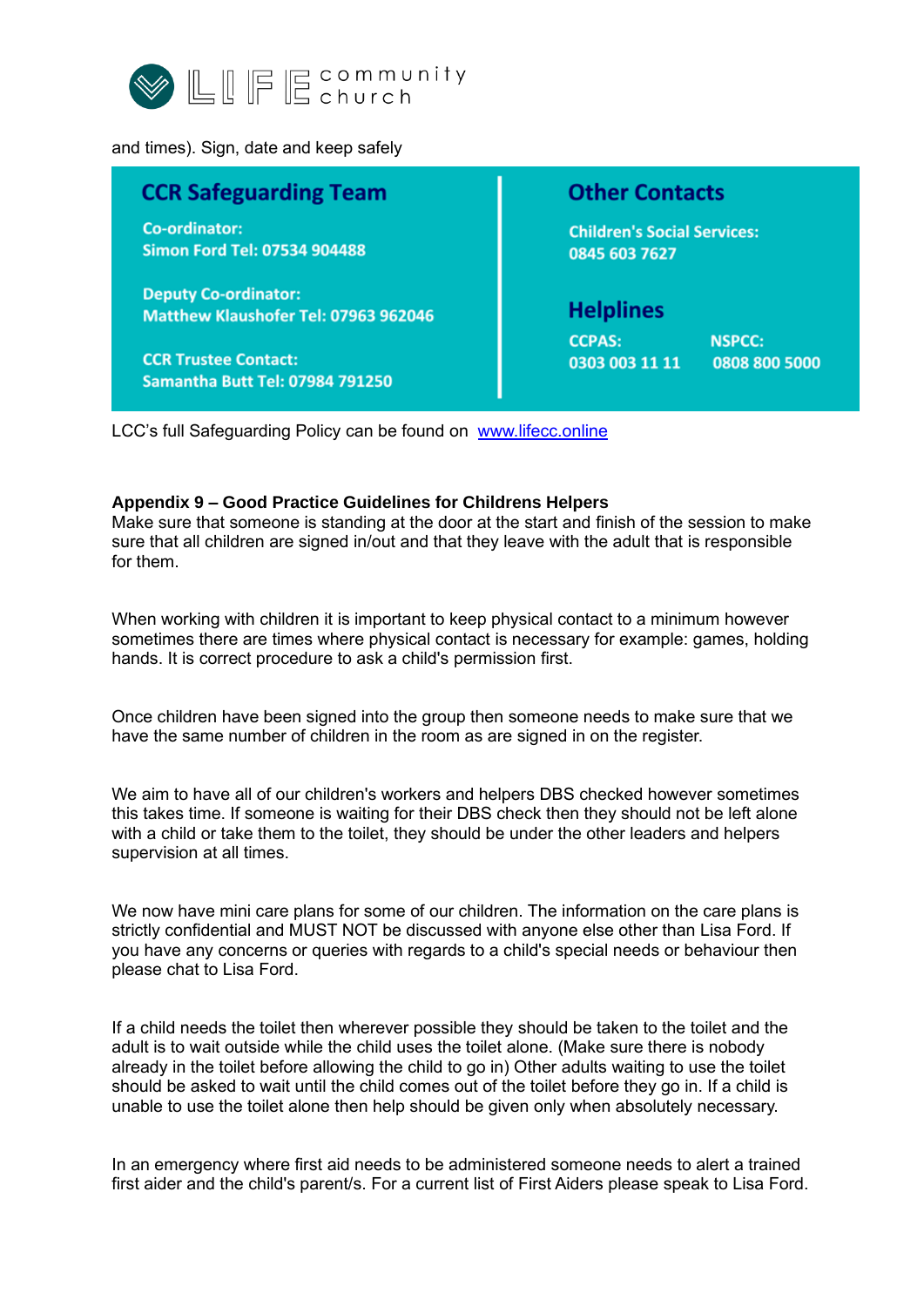and times). Sign, date and keep safely

**CCR Safeguarding Team**

**Co-ordinator:**
**Simon Ford Tel: 07534 904488**

**Deputy Co-ordinator:**
**Matthew Klaushofer Tel: 07963 962046**

**CCR Trustee Contact:**
**Samantha Butt Tel: 07984 791250**

**Other Contacts**

**Children's Social Services:**
**0845 603 7627**

**Helplines**

**CCPAS:**
**0303 003 11 11**

**NSPCC:**
**0808 800 5000**

LCC's full Safeguarding Policy can be found on [www.lifecc.online](www.lifecc.online)

**Appendix 9 – Good Practice Guidelines for Childrens Helpers**

Make sure that someone is standing at the door at the start and finish of the session to make sure that all children are signed in/out and that they leave with the adult that is responsible for them.

When working with children it is important to keep physical contact to a minimum however sometimes there are times where physical contact is necessary for example: games, holding hands. It is correct procedure to ask a child's permission first.

Once children have been signed into the group then someone needs to make sure that we have the same number of children in the room as are signed in on the register.

We aim to have all of our children's workers and helpers DBS checked however sometimes this takes time. If someone is waiting for their DBS check then they should not be left alone with a child or take them to the toilet, they should be under the other leaders and helpers supervision at all times.

We now have mini care plans for some of our children. The information on the care plans is strictly confidential and MUST NOT be discussed with anyone else other than Lisa Ford. If you have any concerns or queries with regards to a child's special needs or behaviour then please chat to Lisa Ford.

If a child needs the toilet then wherever possible they should be taken to the toilet and the adult is to wait outside while the child uses the toilet alone. (Make sure there is nobody already in the toilet before allowing the child to go in) Other adults waiting to use the toilet should be asked to wait until the child comes out of the toilet before they go in. If a child is unable to use the toilet alone then help should be given only when absolutely necessary.

In an emergency where first aid needs to be administered someone needs to alert a trained first aider and the child's parent/s. For a current list of First Aiders please speak to Lisa Ford.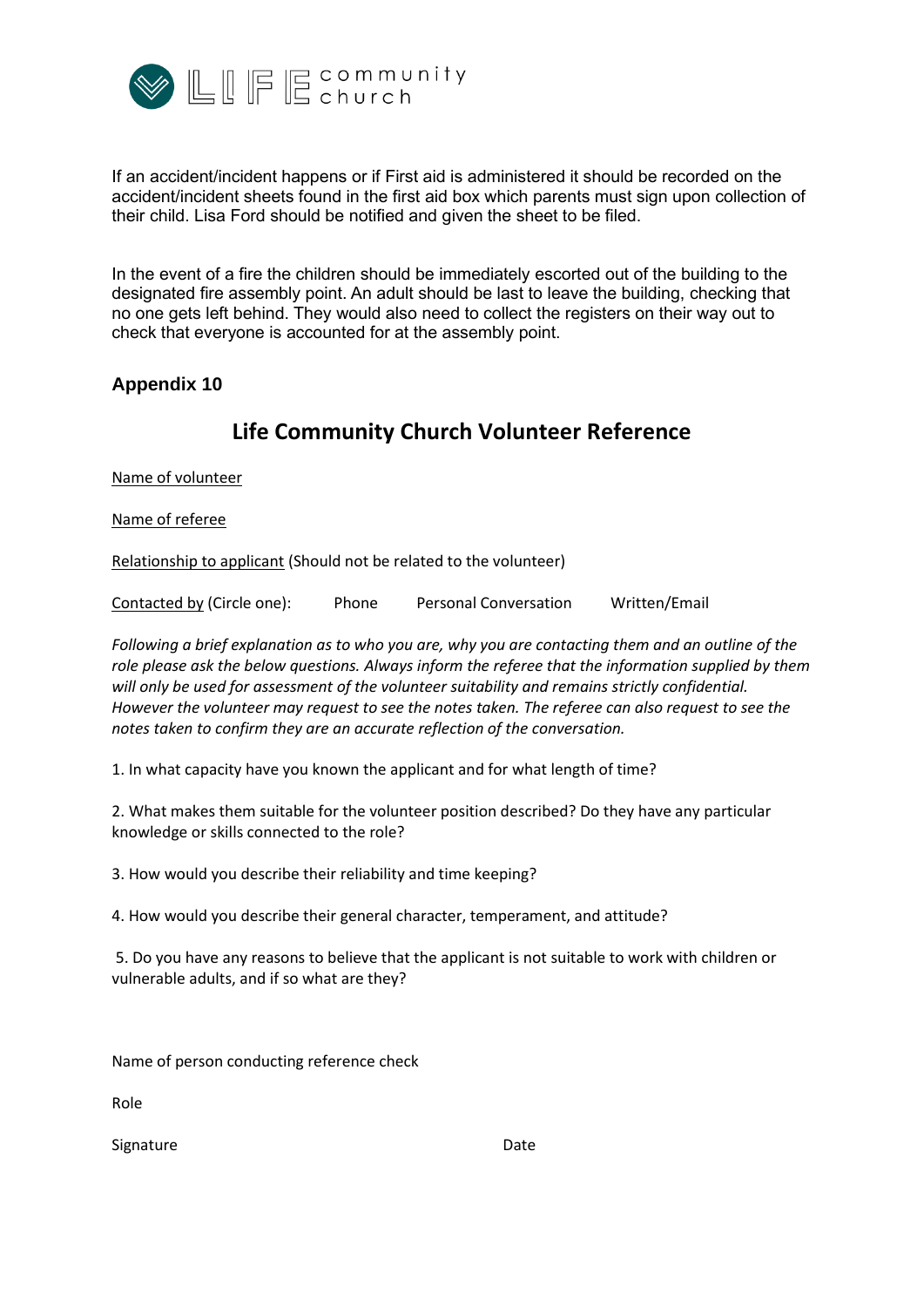If an accident/incident happens or if First aid is administered it should be recorded on the accident/incident sheets found in the first aid box which parents must sign upon collection of their child. Lisa Ford should be notified and given the sheet to be filed.

In the event of a fire the children should be immediately escorted out of the building to the designated fire assembly point. An adult should be last to leave the building, checking that no one gets left behind. They would also need to collect the registers on their way out to check that everyone is accounted for at the assembly point.

### Appendix 10

## Life Community Church Volunteer Reference

Name of volunteer

Name of referee

Relationship to applicant (Should not be related to the volunteer)

Contacted by (Circle one):     Phone     Personal Conversation     Written/Email

*Following a brief explanation as to who you are, why you are contacting them and an outline of the role please ask the below questions. Always inform the referee that the information supplied by them will only be used for assessment of the volunteer suitability and remains strictly confidential. However the volunteer may request to see the notes taken. The referee can also request to see the notes taken to confirm they are an accurate reflection of the conversation.*

1. In what capacity have you known the applicant and for what length of time?

2. What makes them suitable for the volunteer position described? Do they have any particular knowledge or skills connected to the role?

3. How would you describe their reliability and time keeping?

4. How would you describe their general character, temperament, and attitude?

5. Do you have any reasons to believe that the applicant is not suitable to work with children or vulnerable adults, and if so what are they?

Name of person conducting reference check

Role

Signature                                        Date